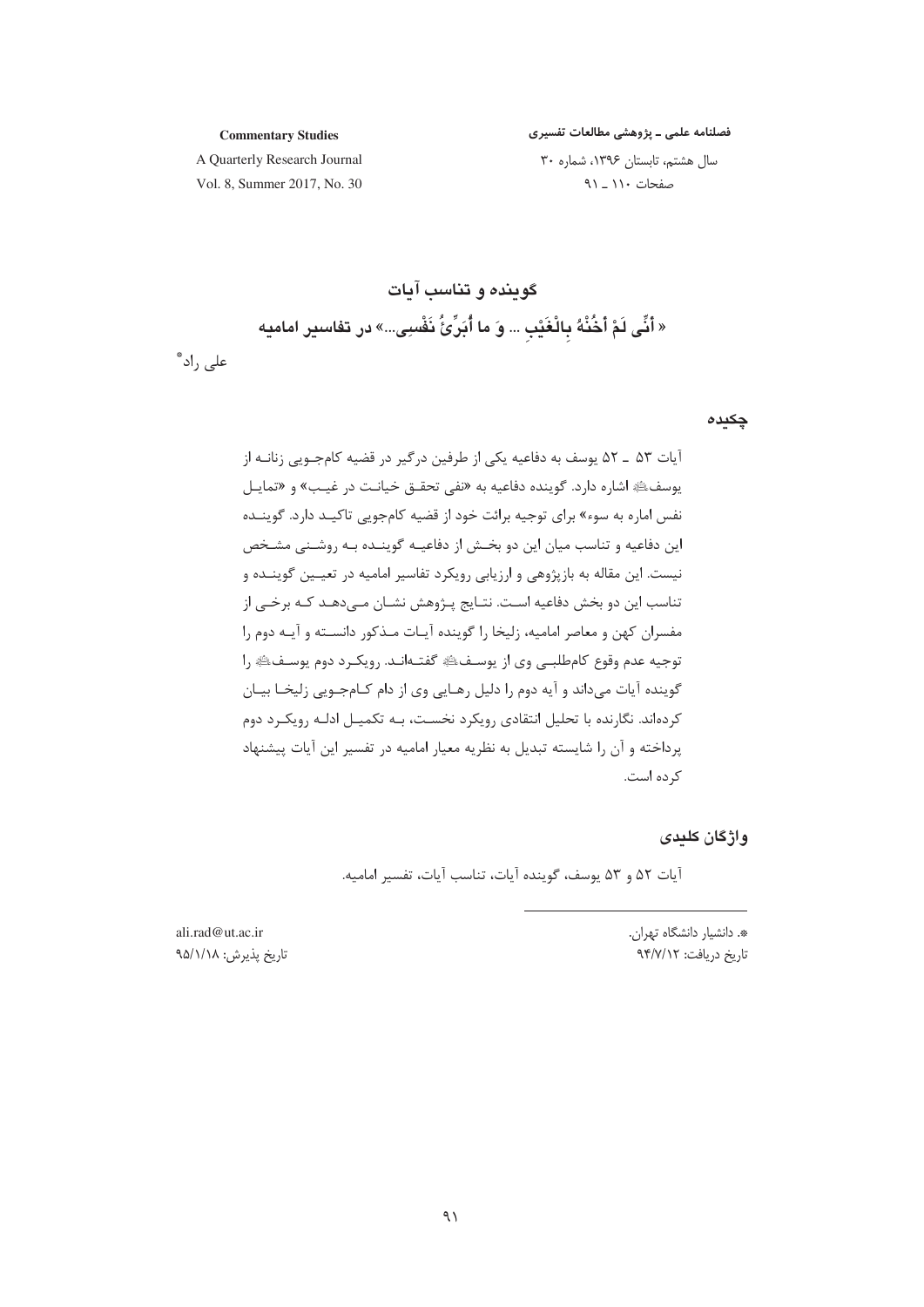# گوینده و تناسب آیات

## « أَنِّی لَمْ أَخُنْهُ بِالْغَیْبِ ... وَ ما أُبَرِّئُ نَفْسِی...» در تفاسیر امامیه

علی راد*

### چکیده

آیات ۵۳ ـ ۵۲ یوسف به دفاعیه یکی از طرفین درگیر در قضیه کام‌جویی زنانه از یوسف ﷺ اشاره دارد. گوینده دفاعیه به «نفی تحقق خیانت در غیب» و «تمایل نفس اماره به سوء» برای توجیه برائت خود از قضیه کام‌جویی تاکید دارد. گوینده این دفاعیه و تناسب میان این دو بخش از دفاعیه گوینده به روشنی مشخص نیست. این مقاله به بازپژوهی و ارزیابی رویکرد تفاسیر امامیه در تعیین گوینده و تناسب این دو بخش دفاعیه است. نتایج پژوهش نشان می‌دهد که برخی از مفسران کهن و معاصر امامیه، زلیخا را گوینده آیات مذکور دانسته و آیه دوم را توجیه عدم وقوع کام‌طلبی وی از یوسف ﷺ گفته‌اند. رویکرد دوم یوسف ﷺ را گوینده آیات می‌داند و آیه دوم را دلیل رهایی وی از دام کام‌جویی زلیخا بیان کرده‌اند. نگارنده با تحلیل انتقادی رویکرد نخست، به تکمیل ادله رویکرد دوم پرداخته و آن را شایسته تبدیل به نظریه معیار امامیه در تفسیر این آیات پیشنهاد کرده است.

### واژگان کلیدی

آیات ۵۲ و ۵۳ یوسف، گوینده آیات، تناسب آیات، تفسیر امامیه.

---

*. دانشیار دانشگاه تهران.
ali.rad@ut.ac.ir

تاریخ دریافت: ۹۴/۷/۱۲

تاریخ پذیرش: ۹۵/۱/۱۸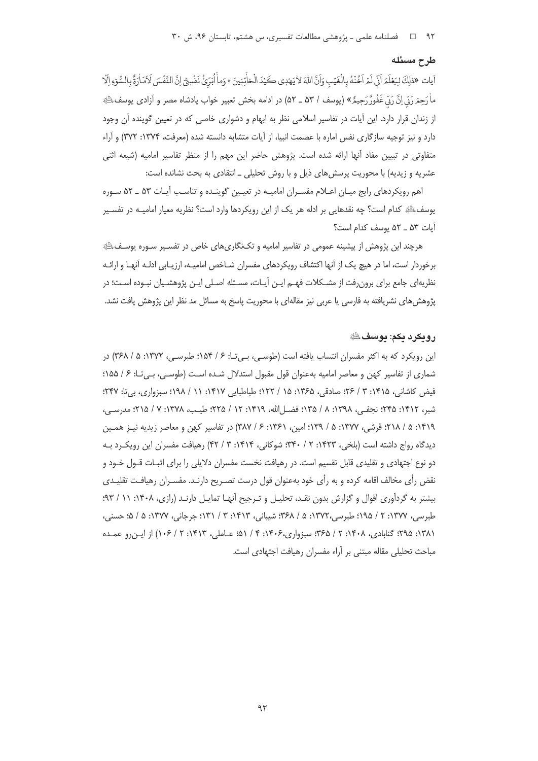## طرح مسئله

آیات «ذٰلِكَ لِیَعْلَمَ اَنّی لَمْ اَخُنْهُ بِالْغَیْبِ وَاَنَّ اللهَ لایَهْدی کَیْدَ الْخائِنینَ * وَما اُبَرِّئُ نَفْسی اِنَّ النَّفْسَ لَاَمّارَةٌ بِالسُّوءِ اِلّا ما رَحِمَ رَبّی اِنَّ رَبّی غَفُورٌ رَحیمٌ» (یوسف / ۵۳ ـ ۵۲) در ادامه بخش تعبیر خواب پادشاه مصر و آزادی یوسف از زندان قرار دارد. این آیات در تفاسیر اسلامی نظر به ابهام و دشواری خاصی که در تعیین گوینده آن وجود دارد و نیز توجیه سازگاری نفس اماره با عصمت انبیا، از آیات متشابه دانسته شده (معرفت، ۱۳۷۴: ۳۷۲) و آراء متفاوتی در تبیین مفاد آنها ارائه شده است. پژوهش حاضر این مهم را از منظر تفاسیر امامیه (شیعه اثنی عشریه و زیدیه) با محوریت پرسش‌های ذیل و با روش تحلیلی ـ انتقادی به بحث نشانده است:

اهم رویکردهای رایج میان اعلام مفسران امامیه در تعیین گوینده و تناسب آیات ۵۳ ـ ۵۲ سوره یوسف کدام است؟ چه نقدهایی بر ادله هر یک از این رویکردها وارد است؟ نظریه معیار امامیه در تفسیر آیات ۵۳ ـ ۵۲ یوسف کدام است؟

هرچند این پژوهش از پیشینه عمومی در تفاسیر امامیه و تک‌نگاری‌های خاص در تفسیر سوره یوسف برخوردار است، اما در هیچ یک از آنها اکتشاف رویکردهای مفسران شاخص امامیه، ارزیابی ادله آنها و ارائه نظریه‌ای جامع برای برون‌رفت از مشکلات فهم این آیات، مسئله اصلی این پژوهشیان نبوده است؛ در پژوهش‌های نشریافته به فارسی یا عربی نیز مقاله‌ای با محوریت پاسخ به مسائل مد نظر این پژوهش یافت نشد.

## رویکرد یکم: یوسف

این رویکرد که به اکثر مفسران انتساب یافته است (طوسی، بی‌تا: ۶ / ۱۵۴؛ طبرسی، ۱۳۷۲: ۵ / ۳۶۸) در شماری از تفاسیر کهن و معاصر امامیه به‌عنوان قول مقبول استدلال شده است (طوسی، بی‌تا: ۶ / ۱۵۵؛ فیض کاشانی، ۱۴۱۵: ۳ / ۲۶؛ صادقی، ۱۳۶۵: ۱۵ / ۱۲۲؛ طباطبایی ۱۴۱۷: ۱۱ / ۱۹۸؛ سبزواری، بی‌تا: ۲۴۷؛ شبر، ۱۴۱۲: ۲۴۵؛ نجفی، ۱۳۹۸: ۸ / ۱۳۵؛ فضل‌الله، ۱۴۱۹: ۱۲ / ۲۲۵؛ طیب، ۱۳۷۸: ۷ / ۲۱۵؛ مدرسی، ۱۴۱۹: ۵ / ۲۱۸؛ قرشی، ۱۳۷۷: ۵ / ۱۳۹؛ امین، ۱۳۶۱: ۶ / ۳۸۷) در تفاسیر کهن و معاصر زیدیه نیز همین دیدگاه رواج داشته است (بلخی، ۱۴۲۳: ۲ / ۳۴۰؛ شوکانی، ۱۴۱۴: ۳ / ۴۲) رهیافت مفسران این رویکرد به دو نوع اجتهادی و تقلیدی قابل تقسیم است. در رهیافت نخست مفسران دلایلی را برای اثبات قول خود و نقض رأی مخالف اقامه کرده و به رأی خود به‌عنوان قول درست تصریح دارند. مفسران رهیافت تقلیدی بیشتر به گردآوری اقوال و گزارش بدون نقد، تحلیل و ترجیح آنها تمایل دارند (رازی، ۱۴۰۸: ۱۱ / ۹۳؛ طبرسی، ۱۳۷۷: ۲ / ۱۹۵؛ طبرسی،۱۳۷۲: ۵ / ۳۶۸؛ شیبانی، ۱۴۱۳: ۳ / ۱۳۱؛ جرجانی، ۱۳۷۷: ۵ / ۵؛ حسنی، ۱۳۸۱: ۲۹۵؛ گنابادی، ۱۴۰۸: ۲ / ۳۶۵؛ سبزواری،۱۴۰۶: ۴ / ۵۱؛ عاملی، ۱۴۱۳: ۲ / ۱۰۶) از این‌رو عمده مباحث تحلیلی مقاله مبتنی بر آراء مفسران رهیافت اجتهادی است.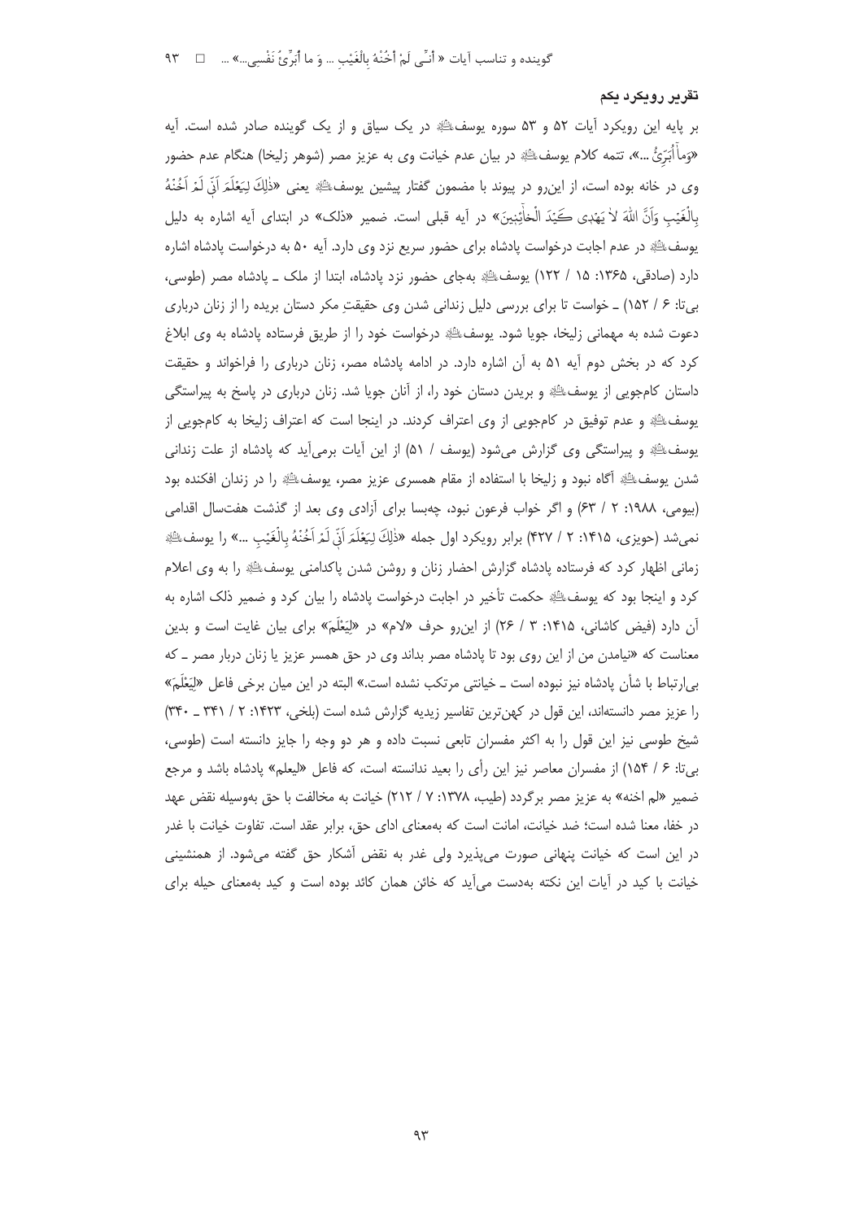### تقریر رویکرد یکم

بر پایه این رویکرد آیات ۵۲ و ۵۳ سوره یوسف‌ﷺ در یک سیاق و از یک گوینده صادر شده است. آیه «وَما أُبَرِّئُ ...»، تتمه کلام یوسف‌ﷺ در بیان عدم خیانت وی به عزیز مصر (شوهر زلیخا) هنگام عدم حضور وی در خانه بوده است، از این‌رو در پیوند با مضمون گفتار پیشین یوسف‌ﷺ یعنی «ذٰلِكَ لِيَعْلَمَ اَنِّي لَمْ اَخُنْهُ بِالْغَيْبِ وَاَنَّ اللّٰهَ لا يَهْدِي كَيْدَ الْخائِنِينَ» در آیه قبلی است. ضمیر «ذلک» در ابتدای آیه اشاره به دلیل یوسف‌ﷺ در عدم اجابت درخواست پادشاه برای حضور سریع نزد وی دارد. آیه ۵۰ به درخواست پادشاه اشاره دارد (صادقی، ۱۳۶۵: ۱۵ / ۱۲۲) یوسف‌ﷺ به‌جای حضور نزد پادشاه، ابتدا از ملک ـ پادشاه مصر (طوسی، بی‌تا: ۶ / ۱۵۲) ـ خواست تا برای بررسی دلیل زندانی شدن وی حقیقتِ مکر دستان بریده را از زنان درباری دعوت شده به مهمانی زلیخا، جویا شود. یوسف‌ﷺ درخواست خود را از طریق فرستاده پادشاه به وی ابلاغ کرد که در بخش دوم آیه ۵۱ به آن اشاره دارد. در ادامه پادشاه مصر، زنان درباری را فراخواند و حقیقت داستان کام‌جویی از یوسف‌ﷺ و بریدن دستان خود را، از آنان جویا شد. زنان درباری در پاسخ به پیراستگی یوسف‌ﷺ و عدم توفیق در کام‌جویی از وی اعتراف کردند. در اینجا است که اعتراف زلیخا به کام‌جویی از یوسف‌ﷺ و پیراستگی وی گزارش می‌شود (یوسف / ۵۱) از این آیات برمی‌آید که پادشاه از علت زندانی شدن یوسف‌ﷺ آگاه نبود و زلیخا با استفاده از مقام همسری عزیز مصر، یوسف‌ﷺ را در زندان افکنده بود (بیومی، ۱۹۸۸: ۲ / ۶۳) و اگر خواب فرعون نبود، چه‌بسا برای آزادی وی بعد از گذشت هفت‌سال اقدامی نمی‌شد (حویزی، ۱۴۱۵: ۲ / ۴۲۷) برابر رویکرد اول جمله «ذٰلِكَ لِيَعْلَمَ اَنِّي لَمْ اَخُنْهُ بِالْغَيْبِ ...» را یوسف‌ﷺ زمانی اظهار کرد که فرستاده پادشاه گزارش احضار زنان و روشن شدن پاکدامنی یوسف‌ﷺ را به وی اعلام کرد و اینجا بود که یوسف‌ﷺ حکمت تأخیر در اجابت درخواست پادشاه را بیان کرد و ضمیر ذلک اشاره به آن دارد (فیض کاشانی، ۱۴۱۵: ۳ / ۲۶) از این‌رو حرف «لام» در «لِيَعْلَمَ» برای بیان غایت است و بدین معناست که «نیامدن من از این روی بود تا پادشاه مصر بداند وی در حق همسر عزیز یا زنان دربار مصر ـ که بی‌ارتباط با شأن پادشاه نیز نبوده است ـ خیانتی مرتکب نشده است.» البته در این میان برخی فاعل «لِيَعْلَمَ» را عزیز مصر دانسته‌اند، این قول در کهن‌ترین تفاسیر زیدیه گزارش شده است (بلخی، ۱۴۲۳: ۲ / ۳۴۱ ـ ۳۴۰) شیخ طوسی نیز این قول را به اکثر مفسران تابعی نسبت داده و هر دو وجه را جایز دانسته است (طوسی، بی‌تا: ۶ / ۱۵۴) از مفسران معاصر نیز این رأی را بعید ندانسته است، که فاعل «لیعلم» پادشاه باشد و مرجع ضمیر «لم اخنه» به عزیز مصر برگردد (طیب، ۱۳۷۸: ۷ / ۲۱۲) خیانت به مخالفت با حق به‌وسیله نقض عهد در خفا، معنا شده است؛ ضد خیانت، امانت است که به‌معنای ادای حق، برابر عقد است. تفاوت خیانت با غدر در این است که خیانت پنهانی صورت می‌پذیرد ولی غدر به نقض آشکار حق گفته می‌شود. از همنشینی خیانت با کید در آیات این نکته به‌دست می‌آید که خائن همان کائد بوده است و کید به‌معنای حیله برای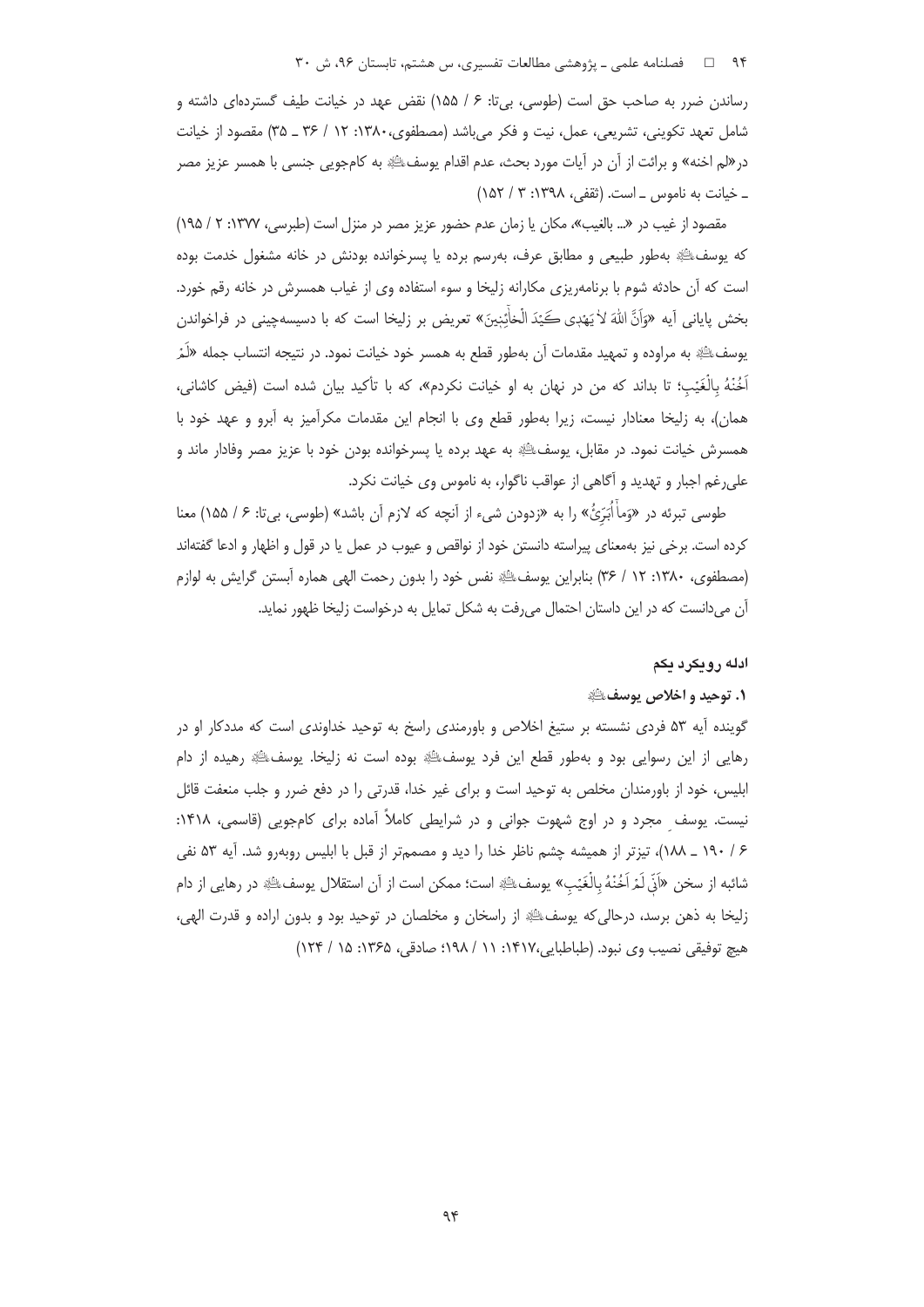رساندن ضرر به صاحب حق است (طوسی، بی‌تا: ۶ / ۱۵۵) نقض عهد در خیانت طیف گسترده‌ای داشته و شامل تعهد تکوینی، تشریعی، عمل، نیت و فکر می‌باشد (مصطفوی،۱۳۸۰: ۱۲ / ۳۶ ـ ۳۵) مقصود از خیانت در«لم اخنه» و برائت از آن در آیات مورد بحث، عدم اقدام یوسفؑ به کامجویی جنسی با همسر عزیز مصر ـ خیانت به ناموس ـ است. (ثقفی، ۱۳۹۸: ۳ / ۱۵۲)

مقصود از غیب در «... بالغیب»، مکان یا زمان عدم حضور عزیز مصر در منزل است (طبرسی، ۱۳۷۷: ۲ / ۱۹۵) که یوسفؑ به‌طور طبیعی و مطابق عرف، به‌رسم برده یا پسرخوانده بودنش در خانه مشغول خدمت بوده است که آن حادثه شوم با برنامه‌ریزی مکارانه زلیخا و سوء استفاده وی از غیاب همسرش در خانه رقم خورد. بخش پایانی آیه «وَأَنَّ اللَّهَ لاٰ یَهْدی کَیْدَ الْخاٰئِنینَ» تعریض بر زلیخا است که با دسیسه‌چینی در فراخواندن یوسفؑ به مراوده و تمهید مقدمات آن به‌طور قطع به همسر خود خیانت نمود. در نتیجه انتساب جمله «لَمْ أَخُنْهُ بِالْغَیْبِ؛ تا بداند که من در نهان به او خیانت نکردم»، که با تأکید بیان شده است (فیض کاشانی، همان)، به زلیخا معنادار نیست، زیرا به‌طور قطع وی با انجام این مقدمات مکرآمیز به آبرو و عهد خود با همسرش خیانت نمود. در مقابل، یوسفؑ به عهد برده یا پسرخوانده بودن خود با عزیز مصر وفادار ماند و علی‌رغم اجبار و تهدید و آگاهی از عواقب ناگوار، به ناموس وی خیانت نکرد.

طوسی تبرئه در «وَماٰ أُبَرِّئُ» را به «زدودن شیء از آنچه که لازم آن باشد» (طوسی، بی‌تا: ۶ / ۱۵۵) معنا کرده است. برخی نیز به‌معنای پیراسته دانستن خود از نواقص و عیوب در عمل یا در قول و اظهار و ادعا گفته‌اند (مصطفوی، ۱۳۸۰: ۱۲ / ۳۶) بنابراین یوسفؑ نفس خود را بدون رحمت الهی هماره آبستن گرایش به لوازم آن می‌دانست که در این داستان احتمال می‌رفت به شکل تمایل به درخواست زلیخا ظهور نماید.

## ادله رویکرد یکم

### ۱. توحید و اخلاص یوسفؑ

گوینده آیه ۵۳ فردی نشسته بر ستیغ اخلاص و باورمندی راسخ به توحید خداوندی است که مددکار او در رهایی از این رسوایی بود و به‌طور قطع این فرد یوسفؑ بوده است نه زلیخا. یوسفؑ رهیده از دام ابلیس، خود از باورمندان مخلص به توحید است و برای غیر خدا، قدرتی را در دفع ضرر و جلب منفعت قائل نیست. یوسفِ مجرد و در اوج شهوت جوانی و در شرایطی کاملاً آماده برای کامجویی (قاسمی، ۱۴۱۸: ۶ / ۱۹۰ ـ ۱۸۸)، تیزتر از همیشه چشم ناظر خدا را دید و مصمم‌تر از قبل با ابلیس روبه‌رو شد. آیه ۵۳ نفی شائبه از سخن «أَنِّی لَمْ أَخُنْهُ بِالْغَیْبِ» یوسفؑ است؛ ممکن است از آن استقلال یوسفؑ در رهایی از دام زلیخا به ذهن برسد، درحالی‌که یوسفؑ از راسخان و مخلصان در توحید بود و بدون اراده و قدرت الهی، هیچ توفیقی نصیب وی نبود. (طباطبایی،۱۴۱۷: ۱۱ / ۱۹۸؛ صادقی، ۱۳۶۵: ۱۵ / ۱۲۴)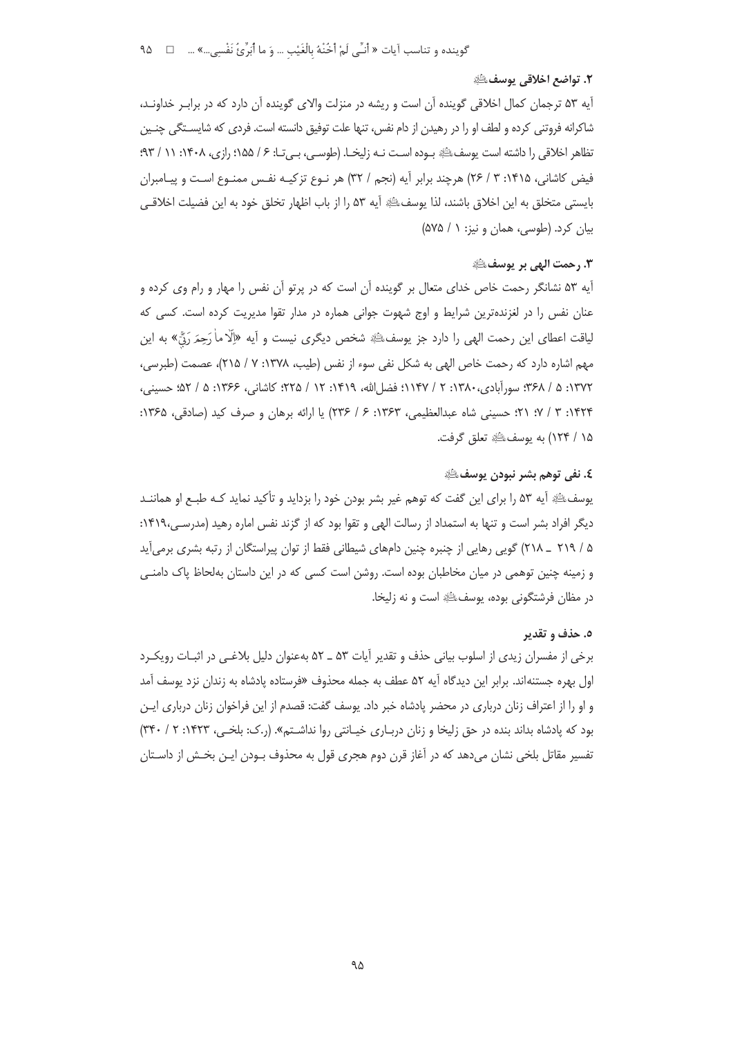### ۲. تواضع اخلاقی یوسف علیه السلام

آیه ۵۳ ترجمان کمال اخلاقی گوینده آن است و ریشه در منزلت والای گوینده آن دارد که در برابر خداوند، شاکرانه فروتنی کرده و لطف او را در رهیدن از دام نفس، تنها علت توفیق دانسته است. فردی که شایستگی چنین تظاهر اخلاقی را داشته است یوسف علیه السلام بوده است نه زلیخا. (طوسی، بی‌تا: ۶ / ۱۵۵؛ رازی، ۱۴۰۸: ۱۱ / ۹۳؛ فیض کاشانی، ۱۴۱۵: ۳ / ۲۶) هرچند برابر آیه (نجم / ۳۲) هر نوع تزکیه نفس ممنوع است و پیامبران بایستی متخلق به این اخلاق باشند، لذا یوسف علیه السلام آیه ۵۳ را از باب اظهار تخلق خود به این فضیلت اخلاقی بیان کرد. (طوسی، همان و نیز: ۱ / ۵۷۵)

### ۳. رحمت الهی بر یوسف علیه السلام

آیه ۵۳ نشانگر رحمت خاص خدای متعال بر گوینده آن است که در پرتو آن نفس را مهار و رام وی کرده و عنان نفس را در لغزنده‌ترین شرایط و اوج شهوت جوانی همراه در مدار تقوا مدیریت کرده است. کسی که لیاقت اعطای این رحمت الهی را دارد جز یوسف علیه السلام شخص دیگری نیست و آیه «إِلَّا ما رَحِمَ رَبِّيٓ» به این مهم اشاره دارد که رحمت خاص الهی به شکل نفی سوء از نفس (طیب، ۱۳۷۸: ۷ / ۲۱۵)، عصمت (طبرسی، ۱۳۷۲: ۵ / ۳۶۸؛ سورآبادی، ۱۳۸۰: ۲ / ۱۱۴۷؛ فضل‌الله، ۱۴۱۹: ۱۲ / ۲۲۵؛ کاشانی، ۱۳۶۶: ۵ / ۵۲؛ حسینی، ۱۴۲۴: ۳ / ۷؛ ۲۱؛ حسینی شاه عبدالعظیمی، ۱۳۶۳: ۶ / ۲۳۶) یا ارائه برهان و صرف کید (صادقی، ۱۳۶۵: ۱۵ / ۱۲۴) به یوسف علیه السلام تعلق گرفت.

### ٤. نفی توهم بشر نبودن یوسف علیه السلام

یوسف علیه السلام آیه ۵۳ را برای این گفت که توهم غیر بشر بودن خود را بزداید و تأکید نماید کـه طبـع او هماننـد دیگر افراد بشر است و تنها به استمداد از رسالت الهی و تقوا بود که از گزند نفس اماره رهید (مدرسی، ۱۴۱۹: ۵ / ۲۱۹ ـ ۲۱۸) گویی رهایی از چنبره چنین دام‌های شیطانی فقط از توان پیراستگان از رتبه بشری برمی‌آید و زمینه چنین توهمی در میان مخاطبان بوده است. روشن است کسی که در این داستان به‌لحاظ پاک دامنی در مظان فرشتگونی بوده، یوسف علیه السلام است و نه زلیخا.

### ۵. حذف و تقدیر

برخی از مفسران زیدی از اسلوب بیانی حذف و تقدیر آیات ۵۳ ـ ۵۲ به‌عنوان دلیل بلاغی در اثبات رویکرد اول بهره جسته‌اند. برابر این دیدگاه آیه ۵۲ عطف به جمله محذوف «فرستاده پادشاه به زندان نزد یوسف آمد و او را از اعتراف زنان درباری در محضر پادشاه خبر داد. یوسف گفت: قصدم از این فراخوان زنان درباری این بود که پادشاه بداند بنده در حق زلیخا و زنان درباری خیانتی روا نداشتم». (ر.ک: بلخی، ۱۴۲۳: ۲ / ۳۴۰) تفسیر مقاتل بلخی نشان می‌دهد که در آغاز قرن دوم هجری قول به محذوف بودن این بخش از داستان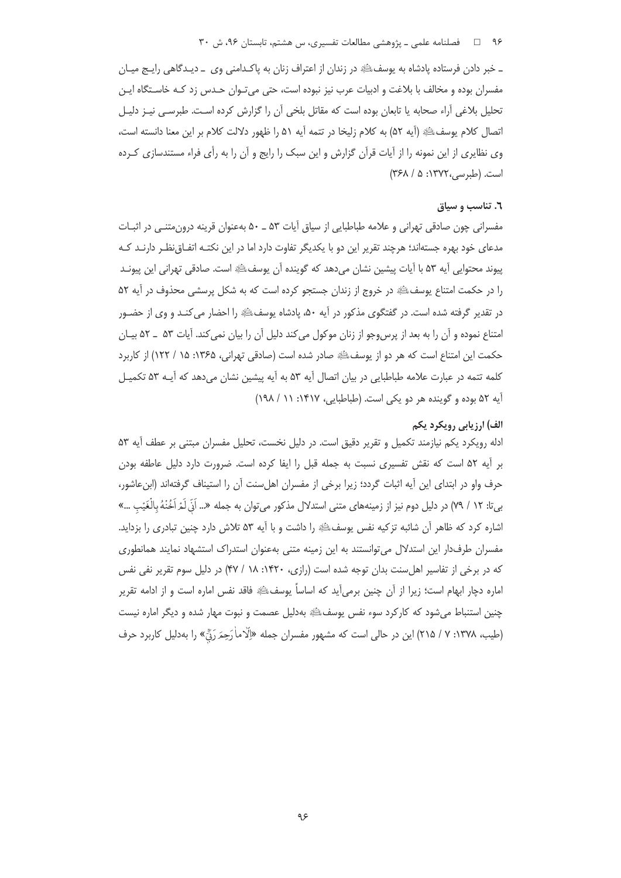ـ خبر دادن فرستاده پادشاه به یوسف﷣ در زندان از اعتراف زنان به پاکدامنی وی ـ دیدگاهی رایج میان مفسران بوده و مخالف با بلاغت و ادبیات عرب نیز نبوده است، حتی می‌توان حدس زد که خاستگاه این تحلیل بلاغی آراء صحابه یا تابعان بوده است که مقاتل بلخی آن را گزارش کرده است. طبرسی نیز دلیل اتصال کلام یوسف﷣ (آیه ۵۲) به کلام زلیخا در تتمه آیه ۵۱ را ظهور دلالت کلام بر این معنا دانسته است، وی نظایری از این نمونه را از آیات قرآن گزارش و این سبک را رایج و آن را به رأی فراء مستندسازی کرده است. (طبرسی،۱۳۷۲: ۵ / ۳۶۸)

### ٦. تناسب و سیاق

مفسرانی چون صادقی تهرانی و علامه طباطبایی از سیاق آیات ۵۳ ـ ۵۰ به‌عنوان قرینه درون‌متنی در اثبات مدعای خود بهره جسته‌اند؛ هرچند تقریر این دو با یکدیگر تفاوت دارد اما در این نکته اتفاق‌نظر دارند که پیوند محتوایی آیه ۵۳ با آیات پیشین نشان می‌دهد که گوینده آن یوسف﷣ است. صادقی تهرانی این پیوند را در حکمت امتناع یوسف﷣ در خروج از زندان جستجو کرده است که به شکل پرسشی محذوف در آیه ۵۲ در تقدیر گرفته شده است. در گفتگوی مذکور در آیه ۵۰، پادشاه یوسف﷣ را احضار می‌کند و وی از حضور امتناع نموده و آن را به بعد از پرس‌وجو از زنان موکول می‌کند دلیل آن را بیان نمی‌کند. آیات ۵۳ ـ ۵۲ بیان حکمت این امتناع است که هر دو از یوسف﷣ صادر شده است (صادقی تهرانی، ۱۳۶۵: ۱۵ / ۱۲۲) از کاربرد کلمه تتمه در عبارت علامه طباطبایی در بیان اتصال آیه ۵۳ به آیه پیشین نشان می‌دهد که آیه ۵۳ تکمیل آیه ۵۲ بوده و گوینده هر دو یکی است. (طباطبایی، ۱۴۱۷: ۱۱ / ۱۹۸)

#### الف) ارزیابی رویکرد یکم

ادله رویکرد یکم نیازمند تکمیل و تقریر دقیق است. در دلیل نخست، تحلیل مفسران مبتنی بر عطف آیه ۵۳ بر آیه ۵۲ است که نقش تفسیری نسبت به جمله قبل را ایفا کرده است. ضرورت دارد دلیل عاطفه بودن حرف واو در ابتدای این آیه اثبات گردد؛ زیرا برخی از مفسران اهل‌سنت آن را استیناف گرفته‌اند (ابن‌عاشور، بی‌تا: ۱۲ / ۷۹) در دلیل دوم نیز از زمینه‌های متنی استدلال مذکور می‌توان به جمله «... اَنِّی لَمْ اَخُنْهُ بِالْغَیْبِ ...» اشاره کرد که ظاهر آن شائبه تزکیه نفس یوسف﷣ را داشت و با آیه ۵۳ تلاش دارد چنین تبادری را بزداید. مفسران طرف‌دار این استدلال می‌توانستند به این زمینه متنی به‌عنوان استدراک استشهاد نمایند همانطوری که در برخی از تفاسیر اهل‌سنت بدان توجه شده است (رازی، ۱۴۲۰: ۱۸ / ۴۷) در دلیل سوم تقریر نفی نفس اماره دچار ابهام است؛ زیرا از آن چنین برمی‌آید که اساساً یوسف﷣ فاقد نفس اماره است و از ادامه تقریر چنین استنباط می‌شود که کارکرد سوء نفس یوسف﷣ به‌دلیل عصمت و نبوت مهار شده و دیگر اماره نیست (طیب، ۱۳۷۸: ۷ / ۲۱۵) این در حالی است که مشهور مفسران جمله «اِلّا ما رَحِمَ رَبِّیٓ» را به‌دلیل کاربرد حرف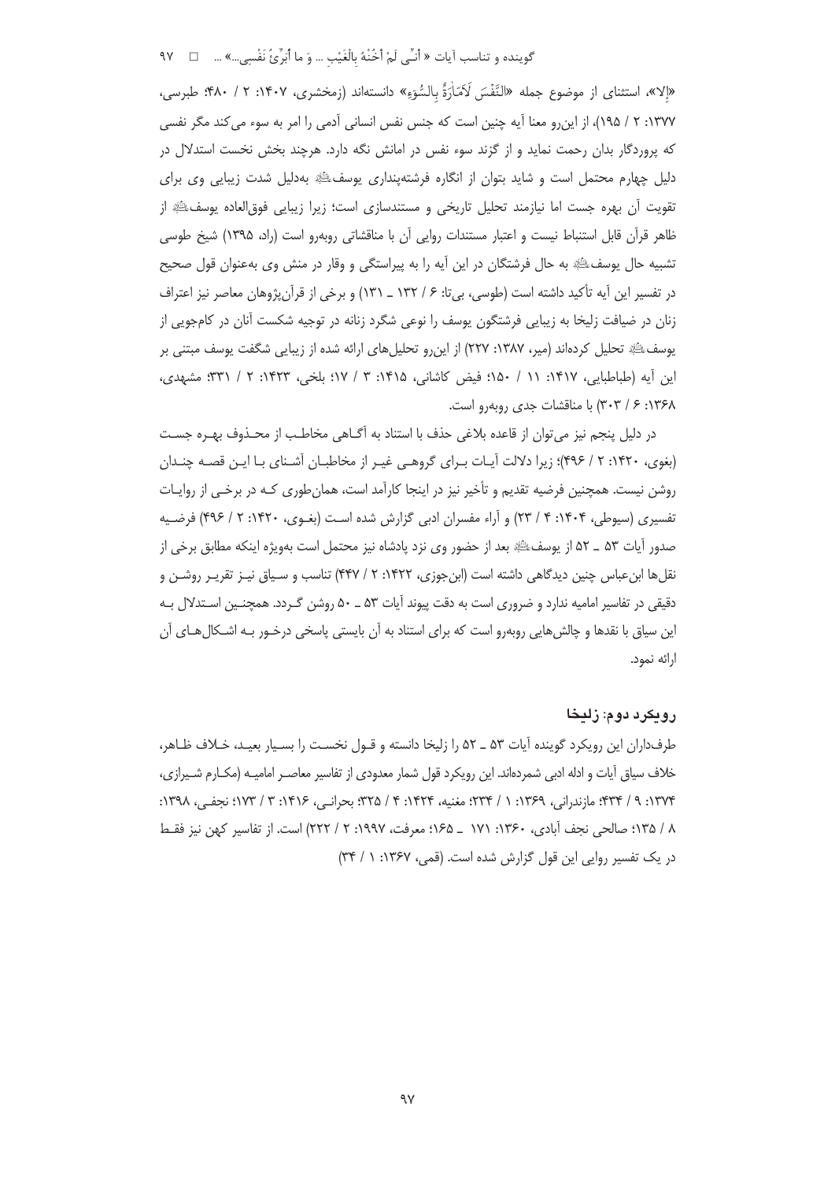«إلا»، استثنای از موضوع جمله «النَّفْسَ لَاَمّارَةٌ بِالسُّوءِ» دانسته‌اند (زمخشری، ۱۴۰۷: ۲ / ۴۸۰؛ طبرسی، ۱۳۷۷: ۲ / ۱۹۵)، از این‌رو معنا آیه چنین است که جنس نفس انسانی آدمی را امر به سوء می‌کند مگر نفسی که پروردگار بدان رحمت نماید و از گزند سوء نفس در امانش نگه دارد. هرچند بخش نخست استدلال در دلیل چهارم محتمل است و شاید بتوان از انگاره فرشته‌پنداری یوسف علیه‌السلام به‌دلیل شدت زیبایی وی برای تقویت آن بهره جست اما نیازمند تحلیل تاریخی و مستندسازی است؛ زیرا زیبایی فوق‌العاده یوسف علیه‌السلام از ظاهر قرآن قابل استنباط نیست و اعتبار مستندات روایی آن با مناقشاتی روبه‌رو است (راد، ۱۳۹۵) شیخ طوسی تشبیه حال یوسف علیه‌السلام به حال فرشتگان در این آیه را به پیراستگی و وقار در منش وی به‌عنوان قول صحیح در تفسیر این آیه تأکید داشته است (طوسی، بی‌تا: ۶ / ۱۳۲ ـ ۱۳۱) و برخی از قرآن‌پژوهان معاصر نیز اعتراف زنان در ضیافت زلیخا به زیبایی فرشتگون یوسف را نوعی شگرد زنانه در توجیه شکست آنان در کام‌جویی از یوسف علیه‌السلام تحلیل کرده‌اند (میر، ۱۳۸۷: ۲۲۷) از این‌رو تحلیل‌های ارائه شده از زیبایی شگفت یوسف مبتنی بر این آیه (طباطبایی، ۱۴۱۷: ۱۱ / ۱۵۰؛ فیض کاشانی، ۱۴۱۵: ۳ / ۱۷؛ بلخی، ۱۴۲۳: ۲ / ۳۳۱؛ مشهدی، ۱۳۶۸: ۶ / ۳۰۳) با مناقشات جدی روبه‌رو است.

در دلیل پنجم نیز می‌توان از قاعده بلاغی حذف با استناد به آگاهی مخاطب از محذوف بهره جست (بغوی، ۱۴۲۰: ۲ / ۴۹۶)؛ زیرا دلالت آیات برای گروهی غیر از مخاطبان آشنای با این قصه چندان روشن نیست. همچنین فرضیه تقدیم و تأخیر نیز در اینجا کارآمد است، همان‌طوری که در برخی از روایات تفسیری (سیوطی، ۱۴۰۴: ۴ / ۲۳) و آراء مفسران ادبی گزارش شده است (بغوی، ۱۴۲۰: ۲ / ۴۹۶) فرضیه صدور آیات ۵۳ ـ ۵۲ از یوسف علیه‌السلام بعد از حضور وی نزد پادشاه نیز محتمل است به‌ویژه اینکه مطابق برخی از نقل‌ها ابن‌عباس چنین دیدگاهی داشته است (ابن‌جوزی، ۱۴۲۲: ۲ / ۴۴۷) تناسب و سیاق نیز تقریر روشن و دقیقی در تفاسیر امامیه ندارد و ضروری است به دقت پیوند آیات ۵۳ ـ ۵۰ روشن گردد. همچنین استدلال به این سیاق با نقدها و چالش‌هایی روبه‌رو است که برای استناد به آن بایستی پاسخی درخور به اشکال‌های آن ارائه نمود.

## رویکرد دوم: زلیخا

طرفداران این رویکرد گوینده آیات ۵۳ ـ ۵۲ را زلیخا دانسته و قول نخست را بسیار بعید، خلاف ظاهر، خلاف سیاق آیات و ادله ادبی شمرده‌اند. این رویکرد قول شمار معدودی از تفاسیر معاصر امامیه (مکارم شیرازی، ۱۳۷۴: ۹ / ۴۳۴؛ مازندرانی، ۱۳۶۹: ۱ / ۲۳۴؛ مغنیه، ۱۴۲۴: ۴ / ۳۲۵؛ بحرانی، ۱۴۱۶: ۳ / ۱۷۳؛ نجفی، ۱۳۹۸: ۸ / ۱۳۵؛ صالحی نجف آبادی، ۱۳۶۰: ۱۷۱ ـ ۱۶۵؛ معرفت، ۱۹۹۷: ۲ / ۲۲۲) است. از تفاسیر کهن نیز فقط در یک تفسیر روایی این قول گزارش شده است. (قمی، ۱۳۶۷: ۱ / ۳۴)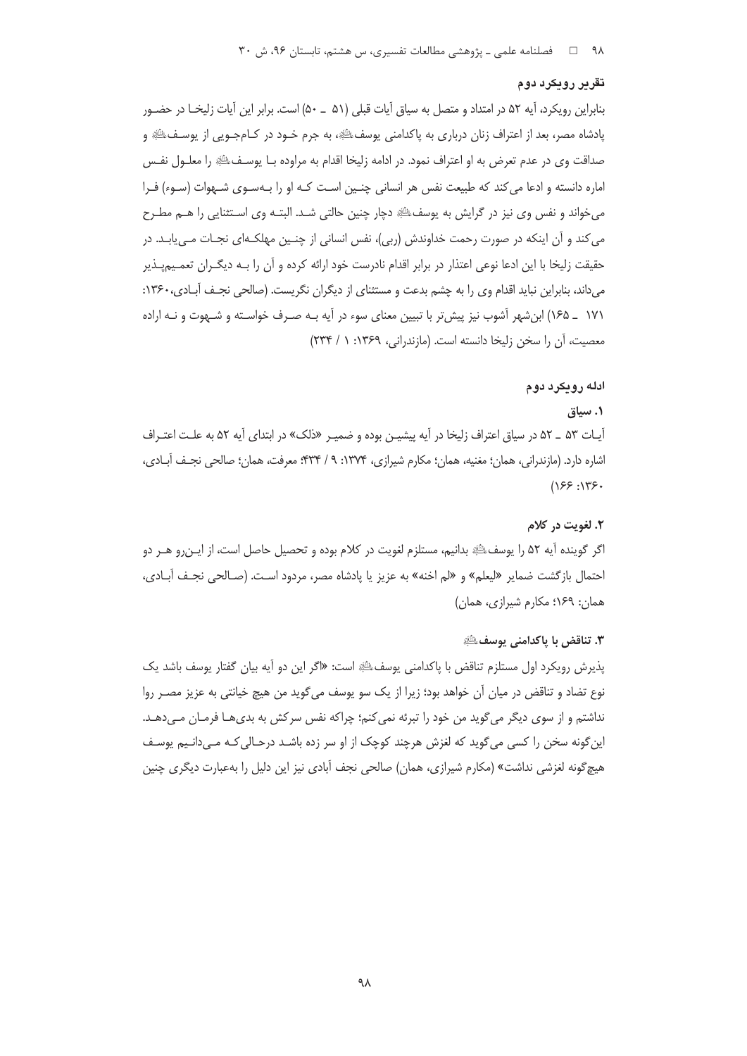### تقریر رویکرد دوم

بنابراین رویکرد، آیه ۵۲ در امتداد و متصل به سیاق آیات قبلی (۵۱ ـ ۵۰) است. برابر این آیات زلیخا در حضور پادشاه مصر، بعد از اعتراف زنان درباری به پاکدامنی یوسف ﷺ، به جرم خود در کام‌جویی از یوسف ﷺ و صداقت وی در عدم تعرض به او اعتراف نمود. در ادامه زلیخا اقدام به مراوده با یوسف ﷺ را معلول نفس اماره دانسته و ادعا می‌کند که طبیعت نفس هر انسانی چنین است که او را به‌سوی شهوات (سوء) فرا می‌خواند و نفس وی نیز در گرایش به یوسف ﷺ دچار چنین حالتی شد. البته وی استثنایی را هم مطرح می‌کند و آن اینکه در صورت رحمت خداوندش (ربی)، نفس انسانی از چنین مهلکه‌ای نجات می‌یابد. در حقیقت زلیخا با این ادعا نوعی اعتذار در برابر اقدام نادرست خود ارائه کرده و آن را به دیگران تعمیم‌پذیر می‌داند، بنابراین نباید اقدام وی را به چشم بدعت و مستثنای از دیگران نگریست. (صالحی نجف آبادی، ۱۳۶۰: ۱۷۱ ـ ۱۶۵) ابن‌شهر آشوب نیز پیش‌تر با تبیین معنای سوء در آیه به صرف خواسته و شهوت و نه اراده معصیت، آن را سخن زلیخا دانسته است. (مازندرانی، ۱۳۶۹: ۱ / ۲۳۴)

### ادله رویکرد دوم

#### ۱. سیاق

آیات ۵۳ ـ ۵۲ در سیاق اعتراف زلیخا در آیه پیشین بوده و ضمیر «ذلک» در ابتدای آیه ۵۲ به علت اعتراف اشاره دارد. (مازندرانی، همان؛ مغنیه، همان؛ مکارم شیرازی، ۱۳۷۴: ۹ / ۴۳۴؛ معرفت، همان؛ صالحی نجف آبادی، ۱۳۶۰: ۱۶۶)

#### ۲. لغویت در کلام

اگر گوینده آیه ۵۲ را یوسف ﷺ بدانیم، مستلزم لغویت در کلام بوده و تحصیل حاصل است، از این‌رو هر دو احتمال بازگشت ضمایر «لیعلم» و «لم اخنه» به عزیز یا پادشاه مصر، مردود است. (صالحی نجف آبادی، همان: ۱۶۹؛ مکارم شیرازی، همان)

#### ۳. تناقض با پاکدامنی یوسف ﷺ

پذیرش رویکرد اول مستلزم تناقض با پاکدامنی یوسف ﷺ است: «اگر این دو آیه بیان گفتار یوسف باشد یک نوع تضاد و تناقض در میان آن خواهد بود؛ زیرا از یک سو یوسف می‌گوید من هیچ خیانتی به عزیز مصر روا نداشتم و از سوی دیگر می‌گوید من خود را تبرئه نمی‌کنم؛ چراکه نفس سرکش به بدی‌ها فرمان می‌دهد. این‌گونه سخن را کسی می‌گوید که لغزش هرچند کوچک از او سر زده باشد درحالی‌که می‌دانیم یوسف هیچ‌گونه لغزشی نداشت» (مکارم شیرازی، همان) صالحی نجف آبادی نیز این دلیل را به‌عبارت دیگری چنین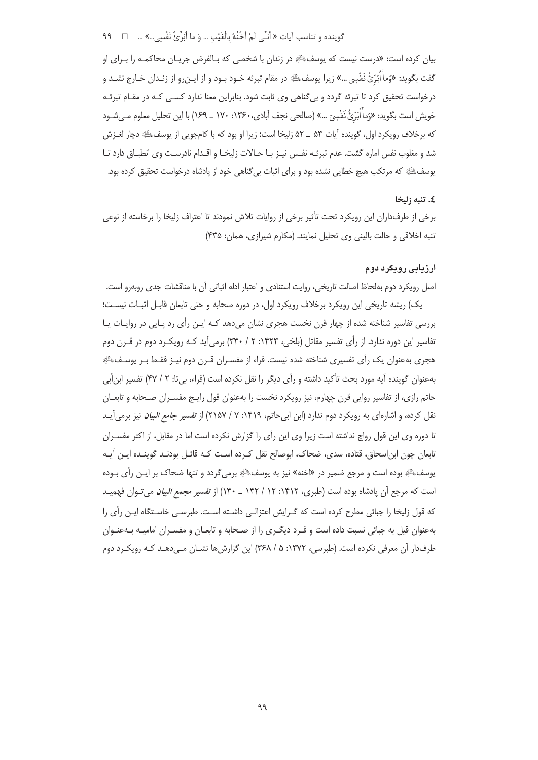بیان کرده است: «درست نیست که یوسف‌؈ در زندان با شخصی که بـالفرض جریـان محاکمـه را بـرای او گفت بگوید: «وَماۤ أُبَرِّئُ نَفْسِی ...» زیرا یوسف‌؈ در مقام تبرئه خـود بـود و از ایـن‌رو از زنـدان خـارج نشـد و درخواست تحقیق کرد تا تبرئه گردد و بی‌گناهی وی ثابت شود. بنابراین معنا ندارد کسـی کـه در مقـام تبرئـه خویش است بگوید: «وَماۤ أُبَرِّئُ نَفْسِی ...» (صالحی نجف آبادی، ۱۳۶۰: ۱۷۰ ـ ۱۶۹) با این تحلیل معلوم مـی‌شـود که برخلاف رویکرد اول، گوینده آیات ۵۳ ـ ۵۲ زلیخا است؛ زیرا او بود که با کام‌جویی از یوسف‌؈ دچار لغـزش شد و مغلوب نفس اماره گشت. عدم تبرئـه نفـس نیـز بـا حـالات زلیخـا و اقـدام نادرسـت وی انطبـاق دارد تـا یوسف‌؈ که مرتکب هیچ خطایی نشده بود و برای اثبات بی‌گناهی خود از پادشاه درخواست تحقیق کرده بود.

### ٤. تنبه زلیخا

برخی از طرف‌داران این رویکرد تحت تأثیر برخی از روایات تلاش نمودند تا اعتراف زلیخا را برخاسته از نوعی تنبه اخلاقی و حالت بالینی وی تحلیل نمایند. (مکارم شیرازی، همان: ۴۳۵)

## ارزیابی رویکرد دوم

اصل رویکرد دوم به‌لحاظ اصالت تاریخی، روایت استنادی و اعتبار ادله اثباتی آن با مناقشات جدی روبه‌رو است.

یک) ریشه تاریخی این رویکرد برخلاف رویکرد اول، در دوره صحابه و حتی تابعان قابـل اثبـات نیسـت؛ بررسی تفاسیر شناخته شده از چهار قرن نخست هجری نشان می‌دهد کـه ایـن رأی رد پـایی در روایـات یـا تفاسیر این دوره ندارد. از رأی تفسیر مقاتل (بلخی، ۱۴۲۳: ۲ / ۳۴۰) برمی‌آید کـه رویکـرد دوم در قـرن دوم هجری به‌عنوان یک رأی تفسیری شناخته شده نیست. فراء از مفسـران قـرن دوم نیـز فقـط بـر یوسـف‌؈ به‌عنوان گوینده آیه مورد بحث تأکید داشته و رأی دیگر را نقل نکرده است (فراء، بی‌تا: ۲ / ۴۷) تفسیر ابن‌أبی حاتم رازی، از تفاسیر روایی قرن چهارم، نیز رویکرد نخست را به‌عنوان قول رایـج مفسـران صـحابه و تابعـان نقل کرده، و اشاره‌ای به رویکرد دوم ندارد (ابن ابی‌حاتم، ۱۴۱۹: ۷ / ۲۱۵۷) از *تفسیر جامع البیان* نیز برمی‌آیـد تا دوره وی این قول رواج نداشته است زیرا وی این رأی را گزارش نکرده است اما در مقابل، از اکثر مفسـران تابعان چون ابن‌اسحاق، قتاده، سدی، ضحاک، ابوصالح نقل کـرده اسـت کـه قائـل بودنـد گوینـده ایـن آیـه یوسف‌؈ بوده است و مرجع ضمیر در «اخنه» نیز به یوسف‌؈ برمی‌گردد و تنها ضحاک بر ایـن رأی بـوده است که مرجع آن پادشاه بوده است (طبری، ۱۴۱۲: ۱۲ / ۱۴۲ ـ ۱۴۰) از *تفسیر مجمع البیان* می‌تـوان فهمیـد که قول زلیخا را جبائی مطرح کرده است که گـرایش اعتزالـی داشـته اسـت. طبرسـی خاسـتگاه ایـن رأی را به‌عنوان قیل به جبائی نسبت داده است و فـرد دیگـری را از صـحابه و تابعـان و مفسـران امامیـه بـه‌عنـوان طرف‌دار آن معرفی نکرده است. (طبرسی، ۱۳۷۲: ۵ / ۳۶۸) این گزارش‌ها نشـان مـی‌دهـد کـه رویکـرد دوم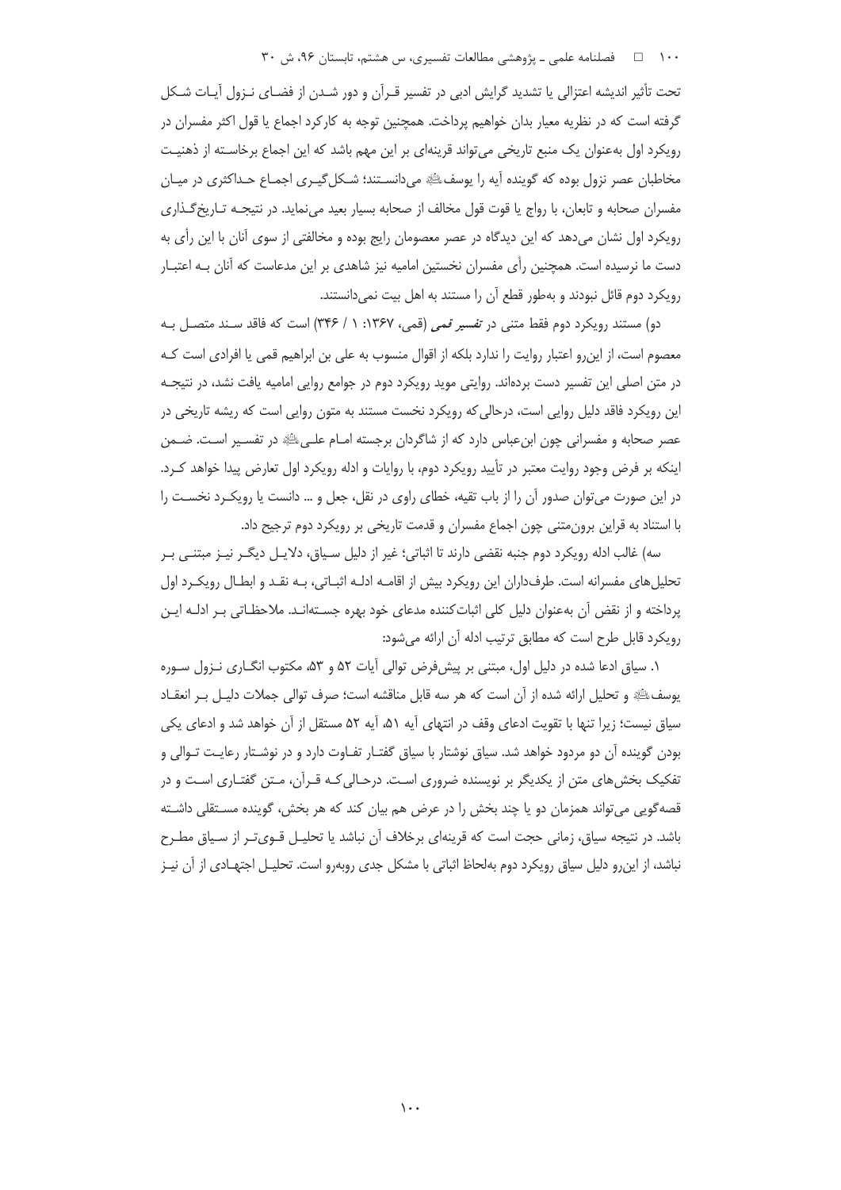تحت تأثیر اندیشه اعتزالی یا تشدید گرایش ادبی در تفسیر قـرآن و دور شـدن از فضـای نـزول آیـات شـکل گرفته است که در نظریه معیار بدان خواهیم پرداخت. همچنین توجه به کارکرد اجماع یا قول اکثر مفسران در رویکرد اول به‌عنوان یک منبع تاریخی می‌تواند قرینه‌ای بر این مهم باشد که این اجماع برخاسـته از ذهنیـت مخاطبان عصر نزول بوده که گوینده آیه را یوسف﷣ می‌دانسـتند؛ شـکل‌گیـری اجمـاع حـداکثری در میـان مفسران صحابه و تابعان، با رواج یا قوت قول مخالف از صحابه بسیار بعید می‌نماید. در نتیجـه تـاریخ‌گـذاری رویکرد اول نشان می‌دهد که این دیدگاه در عصر معصومان رایج بوده و مخالفتی از سوی آنان با این رأی به دست ما نرسیده است. همچنین رأی مفسران نخستین امامیه نیز شاهدی بر این مدعاست که آنان بـه اعتبـار رویکرد دوم قائل نبودند و به‌طور قطع آن را مستند به اهل بیت نمی‌دانستند.

دو) مستند رویکرد دوم فقط متنی در *تفسیر قمی* (قمی، ۱۳۶۷: ۱ / ۳۴۶) است که فاقد سـند متصـل بـه معصوم است، از این‌رو اعتبار روایت را ندارد بلکه از اقوال منسوب به علی بن ابراهیم قمی یا افرادی است کـه در متن اصلی این تفسیر دست برده‌اند. روایتی موید رویکرد دوم در جوامع روایی امامیه یافت نشد، در نتیجـه این رویکرد فاقد دلیل روایی است، درحالی‌که رویکرد نخست مستند به متون روایی است که ریشه تاریخی در عصر صحابه و مفسرانی چون ابن‌عباس دارد که از شاگردان برجسته امـام علـی﷣ در تفسـیر اسـت. ضـمن اینکه بر فرض وجود روایت معتبر در تأیید رویکرد دوم، با روایات و ادله رویکرد اول تعارض پیدا خواهد کـرد. در این صورت می‌توان صدور آن را از باب تقیه، خطای راوی در نقل، جعل و ... دانست یا رویکـرد نخسـت را با استناد به قراین برون‌متنی چون اجماع مفسران و قدمت تاریخی بر رویکرد دوم ترجیح داد.

سه) غالب ادله رویکرد دوم جنبه نقضی دارند تا اثباتی؛ غیر از دلیل سـیاق، دلایـل دیگـر نیـز مبتنـی بـر تحلیل‌های مفسرانه است. طرفداران این رویکرد بیش از اقامـه ادلـه اثبـاتی، بـه نقـد و ابطـال رویکـرد اول پرداخته و از نقض آن به‌عنوان دلیل کلی اثبات‌کننده مدعای خود بهره جسـته‌انـد. ملاحظـاتی بـر ادلـه ایـن رویکرد قابل طرح است که مطابق ترتیب ادله آن ارائه می‌شود:

۱. سیاق ادعا شده در دلیل اول، مبتنی بر پیش‌فرض توالی آیات ۵۲ و ۵۳، مکتوب انگـاری نـزول سـوره یوسف﷣ و تحلیل ارائه شده از آن است که هر سه قابل مناقشه است؛ صرف توالی جملات دلیـل بـر انعقـاد سیاق نیست؛ زیرا تنها با تقویت ادعای وقف در انتهای آیه ۵۱، آیه ۵۲ مستقل از آن خواهد شد و ادعای یکی بودن گوینده آن دو مردود خواهد شد. سیاق نوشتار با سیاق گفتـار تفـاوت دارد و در نوشـتار رعایـت تـوالی و تفکیک بخش‌های متن از یکدیگر بر نویسنده ضروری اسـت. درحـالی‌کـه قـرآن، مـتن گفتـاری اسـت و در قصه‌گویی می‌تواند همزمان دو یا چند بخش را در عرض هم بیان کند که هر بخش، گوینده مسـتقلی داشـته باشد. در نتیجه سیاق، زمانی حجت است که قرینه‌ای برخلاف آن نباشد یا تحلیـل قـوی‌تـر از سـیاق مطـرح نباشد، از این‌رو دلیل سیاق رویکرد دوم به‌لحاظ اثباتی با مشکل جدی روبه‌رو است. تحلیـل اجتهـادی از آن نیـز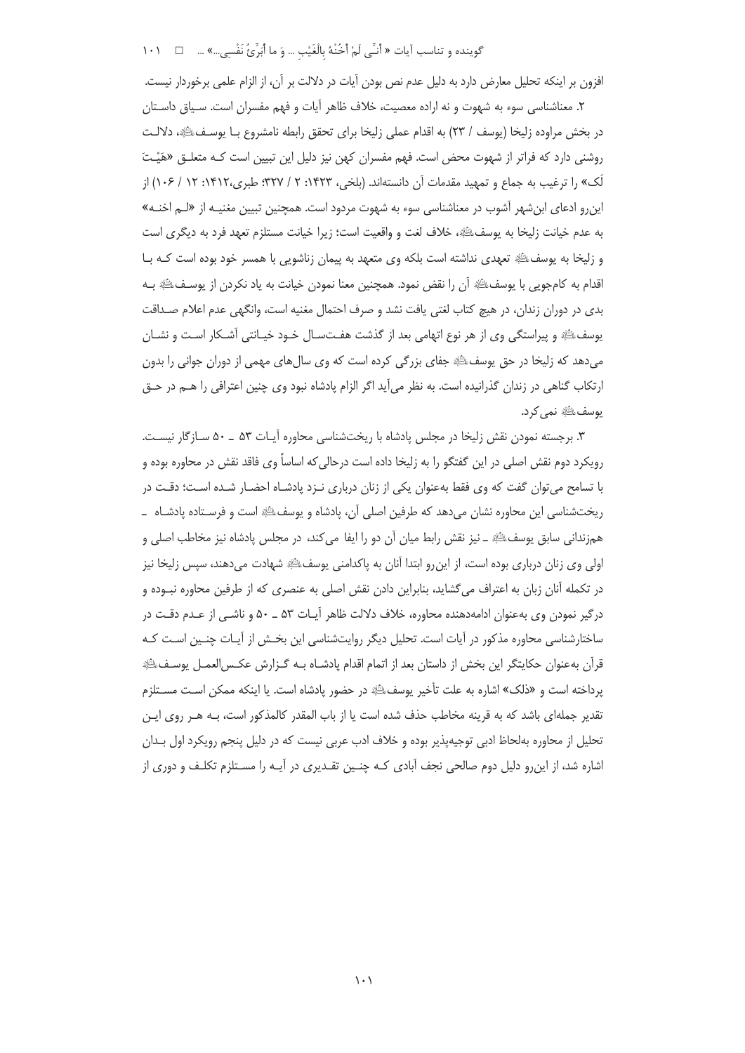افزون بر اینکه تحلیل معارض دارد به دلیل عدم نص بودن آیات در دلالت بر آن، از الزام علمی برخوردار نیست.

۲. معناشناسی سوء به شهوت و نه اراده معصیت، خلاف ظاهر آیات و فهم مفسران است. سیاق داستان در بخش مراوده زلیخا (یوسف / ۲۳) به اقدام عملی زلیخا برای تحقق رابطه نامشروع با یوسف، دلالت روشنی دارد که فراتر از شهوت محض است. فهم مفسران کهن نیز دلیل این تبیین است که متعلق «هَیْتَ لَک» را ترغیب به جماع و تمهید مقدمات آن دانسته‌اند. (بلخی، ۱۴۲۳: ۲ / ۳۲۷؛ طبری،۱۴۱۲: ۱۲ / ۱۰۶) از این‌رو ادعای ابن‌شهر آشوب در معناشناسی سوء به شهوت مردود است. همچنین تبیین مغنیه از «لم اخنه» به عدم خیانت زلیخا به یوسف، خلاف لغت و واقعیت است؛ زیرا خیانت مستلزم تعهد فرد به دیگری است و زلیخا به یوسف تعهدی نداشته است بلکه وی متعهد به پیمان زناشویی با همسر خود بوده است که با اقدام به کام‌جویی با یوسف آن را نقض نمود. همچنین معنا نمودن خیانت به یاد نکردن از یوسف به بدی در دوران زندان، در هیچ کتاب لغتی یافت نشد و صرف احتمال مغنیه است، وانگهی عدم اعلام صداقت یوسف و پیراستگی وی از هر نوع اتهامی بعد از گذشت هفت‌سال خود خیانتی آشکار است و نشان می‌دهد که زلیخا در حق یوسف جفای بزرگی کرده است که وی سال‌های مهمی از دوران جوانی را بدون ارتکاب گناهی در زندان گذرانیده است. به نظر می‌آید اگر الزام پادشاه نبود وی چنین اعترافی را هم در حق یوسف نمی‌کرد.

۳. برجسته نمودن نقش زلیخا در مجلس پادشاه با ریخت‌شناسی محاوره آیات ۵۳ ـ ۵۰ سازگار نیست. رویکرد دوم نقش اصلی در این گفتگو را به زلیخا داده است درحالی‌که اساساً وی فاقد نقش در محاوره بوده و با تسامح می‌توان گفت که وی فقط به‌عنوان یکی از زنان درباری نزد پادشاه احضار شده است؛ دقت در ریخت‌شناسی این محاوره نشان می‌دهد که طرفین اصلی آن، پادشاه و یوسف است و فرستاده پادشاه ـ هم‌زندانی سابق یوسف ـ نیز نقش رابط میان آن دو را ایفا می‌کند، در مجلس پادشاه نیز مخاطب اصلی و اولی وی زنان درباری بوده است، از این‌رو ابتدا آنان به پاکدامنی یوسف شهادت می‌دهند، سپس زلیخا نیز در تکمله آنان زبان به اعتراف می‌گشاید، بنابراین دادن نقش اصلی به عنصری که از طرفین محاوره نبوده و درگیر نمودن وی به‌عنوان ادامه‌دهنده محاوره، خلاف دلالت ظاهر آیات ۵۳ ـ ۵۰ و ناشی از عدم دقت در ساختارشناسی محاوره مذکور در آیات است. تحلیل دیگر روایت‌شناسی این بخش از آیات چنین است که قرآن به‌عنوان حکایتگر این بخش از داستان بعد از اتمام اقدام پادشاه به گزارش عکس‌العمل یوسف پرداخته است و «ذلک» اشاره به علت تأخیر یوسف در حضور پادشاه است. یا اینکه ممکن است مستلزم تقدیر جمله‌ای باشد که به قرینه مخاطب حذف شده است یا از باب المقدر کالمذکور است، به هر روی این تحلیل از محاوره به‌لحاظ ادبی توجیه‌پذیر بوده و خلاف ادب عربی نیست که در دلیل پنجم رویکرد اول بدان اشاره شد، از این‌رو دلیل دوم صالحی نجف آبادی که چنین تقدیری در آیه را مستلزم تکلف و دوری از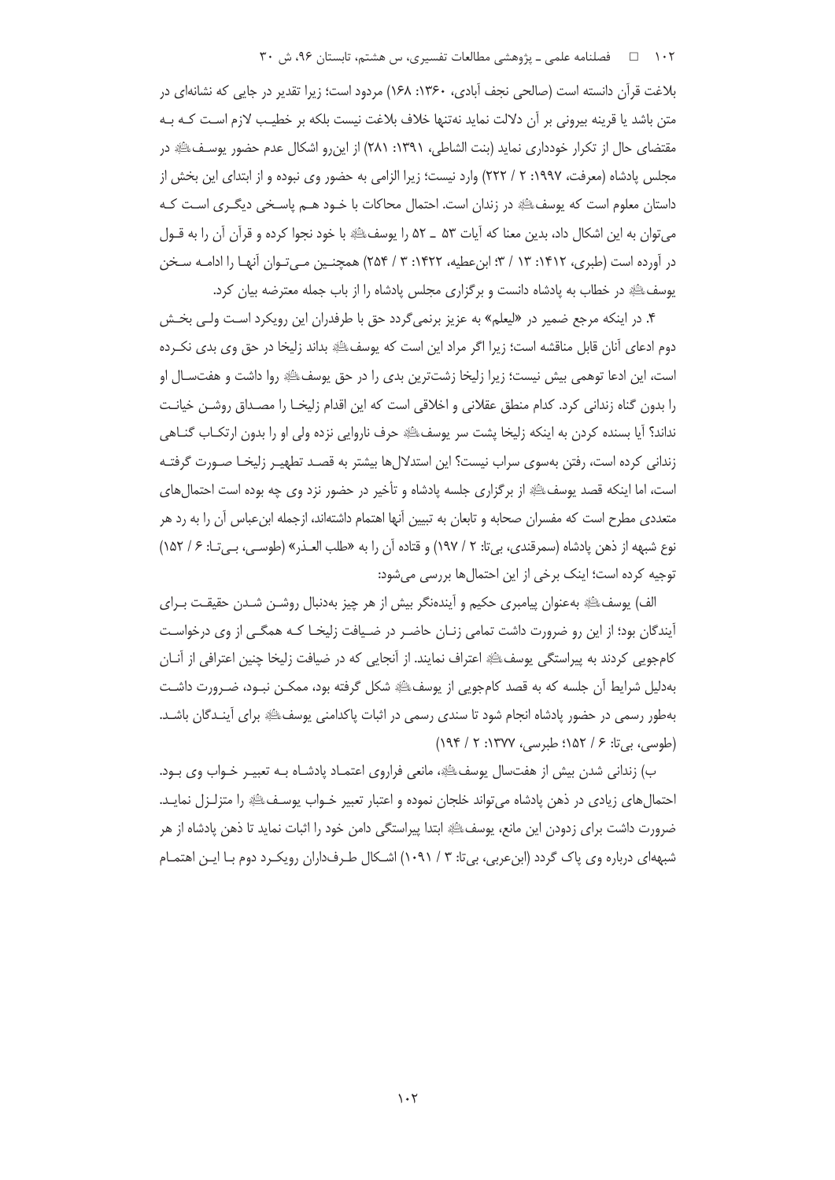بلاغت قرآن دانسته است (صالحی نجف آبادی، ۱۳۶۰: ۱۶۸) مردود است؛ زیرا تقدیر در جایی که نشانه‌ای در متن باشد یا قرینه بیرونی بر آن دلالت نماید نه‌تنها خلاف بلاغت نیست بلکه بر خطیب لازم است که به مقتضای حال از تکرار خودداری نماید (بنت الشاطی، ۱۳۹۱: ۲۸۱) از این‌رو اشکال عدم حضور یوسف‌ؑ در مجلس پادشاه (معرفت، ۱۹۹۷: ۲ / ۲۲۲) وارد نیست؛ زیرا الزامی به حضور وی نبوده و از ابتدای این بخش از داستان معلوم است که یوسف‌ؑ در زندان است. احتمال محاکات با خود هم پاسخی دیگری است که می‌توان به این اشکال داد، بدین معنا که آیات ۵۳ ـ ۵۲ را یوسف‌ؑ با خود نجوا کرده و قرآن آن را به قول در آورده است (طبری، ۱۴۱۲: ۱۳ / ۳؛ ابن‌عطیه، ۱۴۲۲: ۳ / ۲۵۴) همچنین می‌توان آنها را ادامه سخن یوسف‌ؑ در خطاب به پادشاه دانست و برگزاری مجلس پادشاه را از باب جمله معترضه بیان کرد.

۴. در اینکه مرجع ضمیر در «لیعلم» به عزیز برنمی‌گردد حق با طرفداران این رویکرد است ولی بخش دوم ادعای آنان قابل مناقشه است؛ زیرا اگر مراد این است که یوسف‌ؑ بداند زلیخا در حق وی بدی نکرده است، این ادعا توهمی بیش نیست؛ زیرا زلیخا زشت‌ترین بدی را در حق یوسف‌ؑ روا داشت و هفت‌سال او را بدون گناه زندانی کرد. کدام منطق عقلانی و اخلاقی است که این اقدام زلیخا را مصداق روشن خیانت نداند؟ آیا بسنده کردن به اینکه زلیخا پشت سر یوسف‌ؑ حرف ناروایی نزده ولی او را بدون ارتکاب گناهی زندانی کرده است، رفتن به‌سوی سراب نیست؟ این استدلال‌ها بیشتر به قصد تطهیر زلیخا صورت گرفته است، اما اینکه قصد یوسف‌ؑ از برگزاری جلسه پادشاه و تأخیر در حضور نزد وی چه بوده است احتمال‌های متعددی مطرح است که مفسران صحابه و تابعان به تبیین آنها اهتمام داشته‌اند، ازجمله ابن‌عباس آن را به رد هر نوع شبهه از ذهن پادشاه (سمرقندی، بی‌تا: ۲ / ۱۹۷) و قتاده آن را به «طلب العذر» (طوسی، بی‌تا: ۶ / ۱۵۲) توجیه کرده است؛ اینک برخی از این احتمال‌ها بررسی می‌شود:

الف) یوسف‌ؑ به‌عنوان پیامبری حکیم و آینده‌نگر بیش از هر چیز به‌دنبال روشن شدن حقیقت برای آیندگان بود؛ از این رو ضرورت داشت تمامی زنان حاضر در ضیافت زلیخا که همگی از وی درخواست کام‌جویی کردند به پیراستگی یوسف‌ؑ اعتراف نمایند. از آنجایی که در ضیافت زلیخا چنین اعترافی از آنان به‌دلیل شرایط آن جلسه که به قصد کام‌جویی از یوسف‌ؑ شکل گرفته بود، ممکن نبود، ضرورت داشت به‌طور رسمی در حضور پادشاه انجام شود تا سندی رسمی در اثبات پاکدامنی یوسف‌ؑ برای آیندگان باشد. (طوسی، بی‌تا: ۶ / ۱۵۲؛ طبرسی، ۱۳۷۷: ۲ / ۱۹۴)

ب) زندانی شدن بیش از هفت‌سال یوسف‌ؑ، مانعی فراروی اعتماد پادشاه به تعبیر خواب وی بود. احتمال‌های زیادی در ذهن پادشاه می‌تواند خلجان نموده و اعتبار تعبیر خواب یوسف‌ؑ را متزلزل نماید. ضرورت داشت برای زدودن این مانع، یوسف‌ؑ ابتدا پیراستگی دامن خود را اثبات نماید تا ذهن پادشاه از هر شبهه‌ای درباره وی پاک گردد (ابن‌عربی، بی‌تا: ۳ / ۱۰۹۱) اشکال طرفداران رویکرد دوم با این اهتمام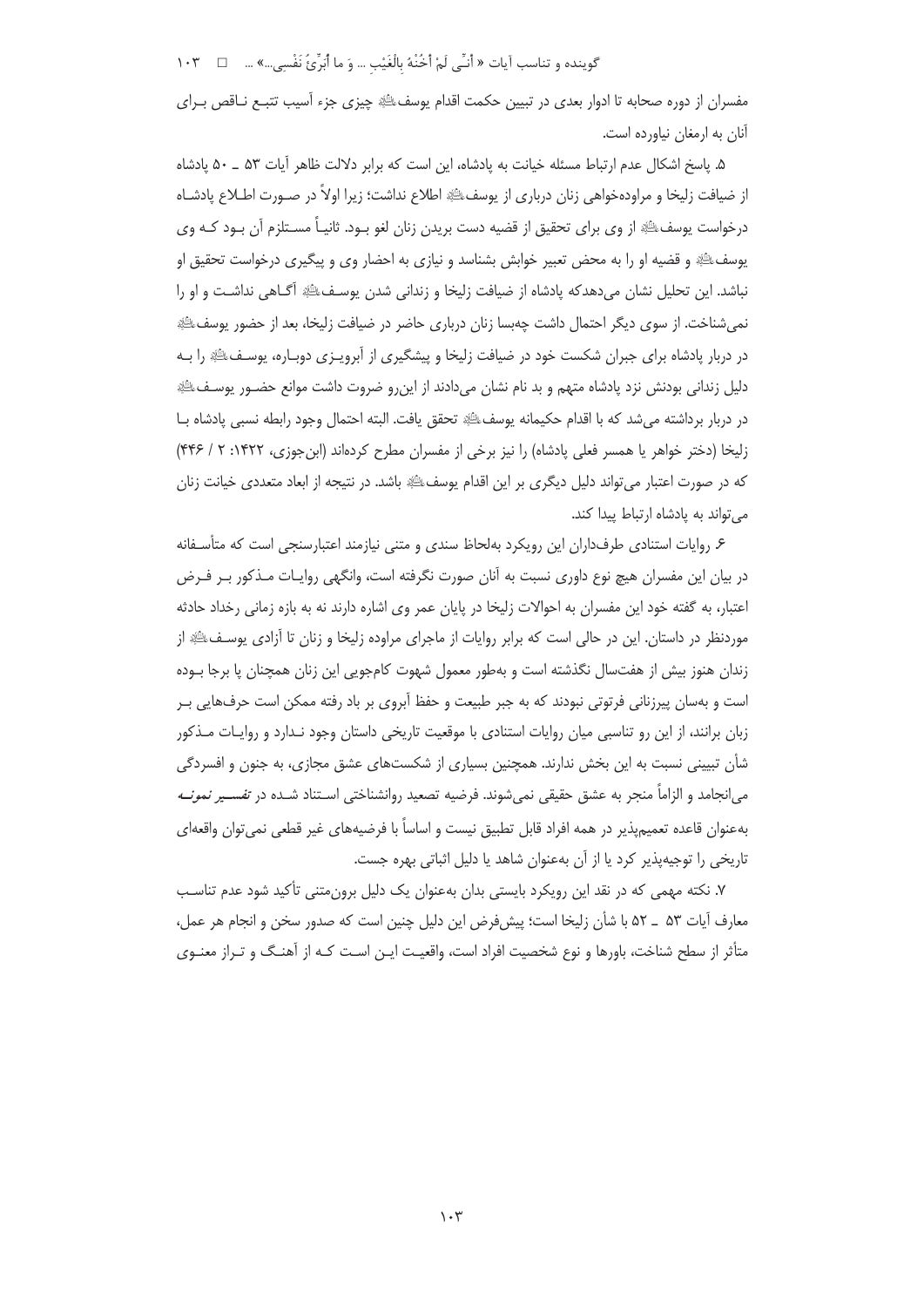مفسران از دوره صحابه تا ادوار بعدی در تبیین حکمت اقدام یوسفؑ چیزی جزء آسیب تتبع ناقص برای آنان به ارمغان نیاورده است.

۵. پاسخ اشکال عدم ارتباط مسئله خیانت به پادشاه، این است که برابر دلالت ظاهر آیات ۵۳ ـ ۵۰ پادشاه از ضیافت زلیخا و مراوده‌خواهی زنان درباری از یوسفؑ اطلاع نداشت؛ زیرا اولاً در صورت اطلاع پادشاه درخواست یوسفؑ از وی برای تحقیق از قضیه دست بریدن زنان لغو بود. ثانیاً مستلزم آن بود که وی یوسفؑ و قضیه او را به محض تعبیر خوابش بشناسد و نیازی به احضار وی و پیگیری درخواست تحقیق او نباشد. این تحلیل نشان می‌دهدکه پادشاه از ضیافت زلیخا و زندانی شدن یوسفؑ آگاهی نداشت و او را نمی‌شناخت. از سوی دیگر احتمال داشت چه‌بسا زنان درباری حاضر در ضیافت زلیخا، بعد از حضور یوسفؑ در دربار پادشاه برای جبران شکست خود در ضیافت زلیخا و پیشگیری از آبروریزی دوباره، یوسفؑ را به دلیل زندانی بودنش نزد پادشاه متهم و بد نام نشان می‌دادند از این‌رو ضروت داشت موانع حضور یوسفؑ در دربار برداشته می‌شد که با اقدام حکیمانه یوسفؑ تحقق یافت. البته احتمال وجود رابطه نسبی پادشاه با زلیخا (دختر خواهر یا همسر فعلی پادشاه) را نیز برخی از مفسران مطرح کرده‌اند (ابن‌جوزی، ۱۴۲۲: ۲ / ۴۴۶) که در صورت اعتبار می‌تواند دلیل دیگری بر این اقدام یوسفؑ باشد. در نتیجه از ابعاد متعددی خیانت زنان می‌تواند به پادشاه ارتباط پیدا کند.

۶. روایات استنادی طرفداران این رویکرد به‌لحاظ سندی و متنی نیازمند اعتبارسنجی است که متأسفانه در بیان این مفسران هیچ نوع داوری نسبت به آنان صورت نگرفته است، وانگهی روایات مذکور بر فرض اعتبار، به گفته خود این مفسران به احوالات زلیخا در پایان عمر وی اشاره دارند نه به بازه زمانی رخداد حادثه موردنظر در داستان. این در حالی است که برابر روایات از ماجرای مراوده زلیخا و زنان تا آزادی یوسفؑ از زندان هنوز بیش از هفت‌سال نگذشته است و به‌طور معمول شهوت کام‌جویی این زنان همچنان پا برجا بوده است و به‌سان پیرزنانی فرتوتی نبودند که به جبر طبیعت و حفظ آبروی بر باد رفته ممکن است حرف‌هایی بر زبان برانند، از این رو تناسبی میان روایات استنادی با موقعیت تاریخی داستان وجود ندارد و روایات مذکور شأن تبیینی نسبت به این بخش ندارند. همچنین بسیاری از شکست‌های عشق مجازی، به جنون و افسردگی می‌انجامد و الزاماً منجر به عشق حقیقی نمی‌شوند. فرضیه تصعید روانشناختی استناد شده در *تفسیر نمونه* به‌عنوان قاعده تعمیم‌پذیر در همه افراد قابل تطبیق نیست و اساساً با فرضیه‌های غیر قطعی نمی‌توان واقعه‌ای تاریخی را توجیه‌پذیر کرد یا از آن به‌عنوان شاهد یا دلیل اثباتی بهره جست.

۷. نکته مهمی که در نقد این رویکرد بایستی بدان به‌عنوان یک دلیل برون‌متنی تأکید شود عدم تناسب معارف آیات ۵۳ ـ ۵۲ با شأن زلیخا است؛ پیش‌فرض این دلیل چنین است که صدور سخن و انجام هر عمل، متأثر از سطح شناخت، باورها و نوع شخصیت افراد است، واقعیت این است که از آهنگ و تراز معنوی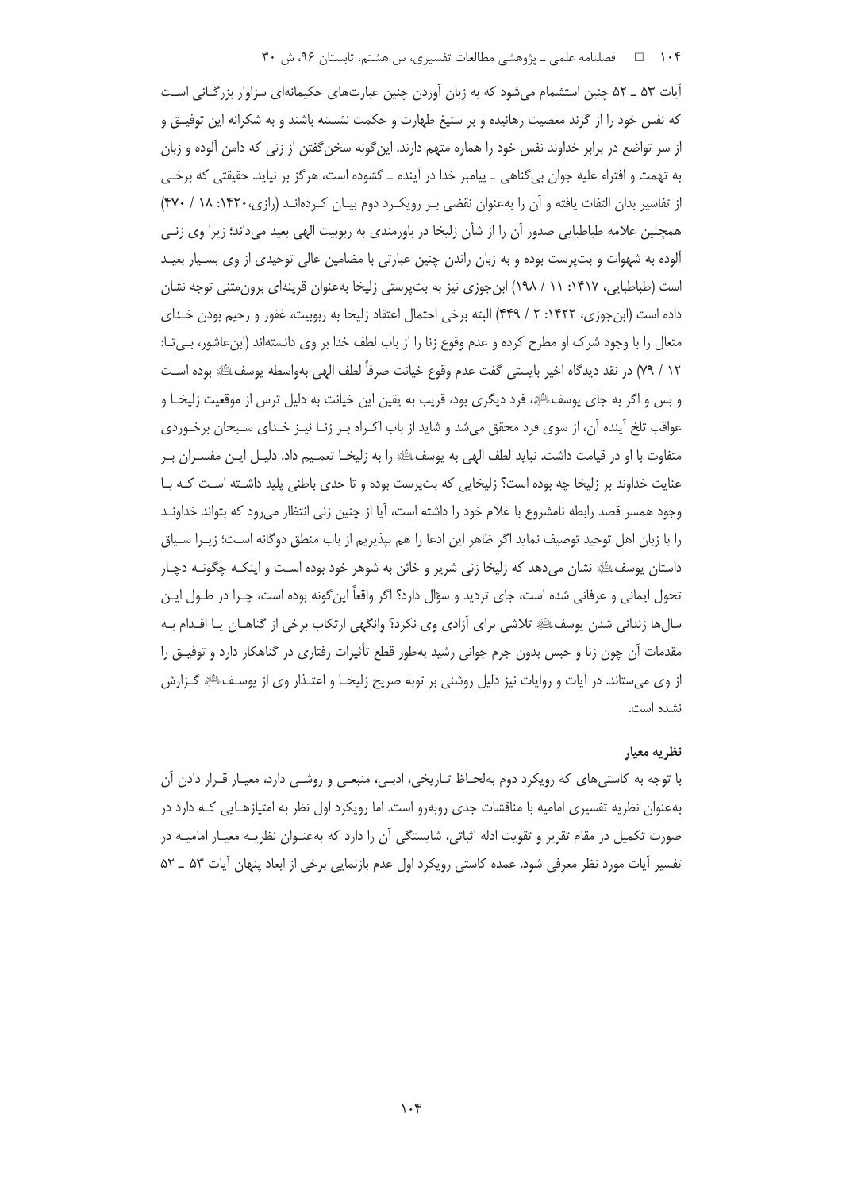آیات ۵۳ ـ ۵۲ چنین استشمام می‌شود که به زبان آوردن چنین عبارت‌های حکیمانه‌ای سزاوار بزرگانی است که نفس خود را از گزند معصیت رهانیده و بر ستیغ طهارت و حکمت نشسته باشند و به شکرانه این توفیق و از سر تواضع در برابر خداوند نفس خود را هماره متهم دارند. این‌گونه سخن‌گفتن از زنی که دامن آلوده و زبان به تهمت و افتراء علیه جوان بی‌گناهی ـ پیامبر خدا در آینده ـ گشوده است، هرگز بر نیاید. حقیقتی که برخی از تفاسیر بدان التفات یافته و آن را به‌عنوان نقضی بر رویکرد دوم بیان کرده‌اند (رازی،۱۴۲۰: ۱۸ / ۴۷۰) همچنین علامه طباطبایی صدور آن را از شأن زلیخا در باورمندی به ربوبیت الهی بعید می‌داند؛ زیرا وی زنی آلوده به شهوات و بت‌پرست بوده و به زبان راندن چنین عبارتی با مضامین عالی توحیدی از وی بسیار بعید است (طباطبایی، ۱۴۱۷: ۱۱ / ۱۹۸) ابن‌جوزی نیز به بت‌پرستی زلیخا به‌عنوان قرینه‌ای برون‌متنی توجه نشان داده است (ابن‌جوزی، ۱۴۲۲: ۲ / ۴۴۹) البته برخی احتمال اعتقاد زلیخا به ربوبیت، غفور و رحیم بودن خدای متعال را با وجود شرک او مطرح کرده و عدم وقوع زنا را از باب لطف خدا بر وی دانسته‌اند (ابن‌عاشور، بی‌تا: ۱۲ / ۷۹) در نقد دیدگاه اخیر بایستی گفت عدم وقوع خیانت صرفاً لطف الهی به‌واسطه یوسف(ع) بوده است و بس و اگر به جای یوسف(ع)، فرد دیگری بود، قریب به یقین این خیانت به دلیل ترس از موقعیت زلیخا و عواقب تلخ آینده آن، از سوی فرد محقق می‌شد و شاید از باب اکراه بر زنا نیز خدای سبحان برخوردی متفاوت با او در قیامت داشت. نباید لطف الهی به یوسف(ع) را به زلیخا تعمیم داد. دلیل این مفسران بر عنایت خداوند بر زلیخا چه بوده است؟ زلیخایی که بت‌پرست بوده و تا حدی باطنی پلید داشته است که با وجود همسر قصد رابطه نامشروع با غلام خود را داشته است، آیا از چنین زنی انتظار می‌رود که بتواند خداوند را با زبان اهل توحید توصیف نماید اگر ظاهر این ادعا را هم بپذیریم از باب منطق دوگانه است؛ زیرا سیاق داستان یوسف(ع) نشان می‌دهد که زلیخا زنی شریر و خائن به شوهر خود بوده است و اینکه چگونه دچار تحول ایمانی و عرفانی شده است، جای تردید و سؤال دارد؟ اگر واقعاً این‌گونه بوده است، چرا در طول این سال‌ها زندانی شدن یوسف(ع) تلاشی برای آزادی وی نکرد؟ وانگهی ارتکاب برخی از گناهان یا اقدام به مقدمات آن چون زنا و حبس بدون جرم جوانی رشید به‌طور قطع تأثیرات رفتاری در گناهکار دارد و توفیق را از وی می‌ستاند. در آیات و روایات نیز دلیل روشنی بر توبه صریح زلیخا و اعتذار وی از یوسف(ع) گزارش نشده است.

## نظریه معیار

با توجه به کاستی‌های که رویکرد دوم به‌لحاظ تاریخی، ادبی، منبعی و روشی دارد، معیار قرار دادن آن به‌عنوان نظریه تفسیری امامیه با مناقشات جدی روبه‌رو است. اما رویکرد اول نظر به امتیازهایی که دارد در صورت تکمیل در مقام تقریر و تقویت ادله اثباتی، شایستگی آن را دارد که به‌عنوان نظریه معیار امامیه در تفسیر آیات مورد نظر معرفی شود. عمده کاستی رویکرد اول عدم بازنمایی برخی از ابعاد پنهان آیات ۵۳ ـ ۵۲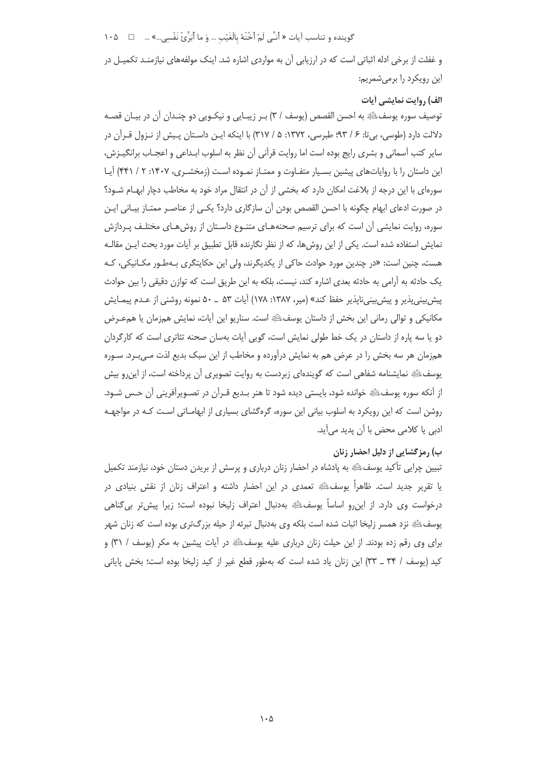و غفلت از برخی ادله اثباتی است که در ارزیابی آن به مواردی اشاره شد. اینک مولفه‌های نیازمند تکمیل در این رویکرد را برمی‌شمریم:

### الف) روایت نمایشی آیات

توصیف سوره یوسف ﷺ به احسن القصص (یوسف / ۳) بر زیبایی و نیکویی دو چندان آن در بیان قصه دلالت دارد (طوسی، بی‌تا: ۶ / ۹۳؛ طبرسی، ۱۳۷۲: ۵ / ۳۱۷) با اینکه این داستان پیش از نزول قرآن در سایر کتب آسمانی و بشری رایج بوده است اما روایت قرآنی آن نظر به اسلوب ابداعی و اعجاب برانگیزش، این داستان را با روایت‌های پیشین بسیار متفاوت و ممتاز نموده است (زمخشری، ۱۴۰۷: ۲ / ۴۴۱) آیا سوره‌ای با این درجه از بلاغت امکان دارد که بخشی از آن در انتقال مراد خود به مخاطب دچار ابهام شود؟ در صورت ادعای ابهام چگونه با احسن القصص بودن آن سازگاری دارد؟ یکی از عناصر ممتاز بیانی این سوره، روایت نمایشی آن است که برای ترسیم صحنه‌های متنوع داستان از روش‌های مختلف پردازش نمایش استفاده شده است. یکی از این روش‌ها، که از نظر نگارنده قابل تطبیق بر آیات مورد بحث این مقاله هست، چنین است: «در چندین مورد حوادث حاکی از یکدیگرند، ولی این حکایتگری به‌طور مکانیکی، که یک حادثه به آرامی به حادثه بعدی اشاره کند، نیست، بلکه به این طریق است که توازن دقیقی را بین حوادث پیش‌بینی‌پذیر و پیش‌بینی‌ناپذیر حفظ کند» (میر، ۱۳۸۷: ۱۷۸) آیات ۵۳ ـ ۵۰ نمونه روشنی از عدم پیمایش مکانیکی و توالی رمانی این بخش از داستان یوسف ﷺ است. سناریو این آیات، نمایش هم‌زمان یا هم‌عرض دو یا سه پاره از داستان در یک خط طولی نمایش است، گویی آیات به‌سان صحنه تئاتری است که کارگردان هم‌زمان هر سه بخش را در عرض هم به نمایش درآورده و مخاطب از این سبک بدیع لذت می‌برد. سوره یوسف ﷺ نمایشنامه شفاهی است که گوینده‌ای زبردست به روایت تصویری آن پرداخته است، از این‌رو بیش از آنکه سوره یوسف ﷺ خوانده شود، بایستی دیده شود تا هنر بدیع قرآن در تصویرآفرینی آن حس شود. روشن است که این رویکرد به اسلوب بیانی این سوره، گره‌گشای بسیاری از ابهاماتی است که در مواجهه ادبی یا کلامی محض با آن پدید می‌آید.

### ب) رمزگشایی از دلیل احضار زنان

تبیین چرایی تأکید یوسف ﷺ به پادشاه در احضار زنان درباری و پرسش از بریدن دستان خود، نیازمند تکمیل یا تقریر جدید است. ظاهراً یوسف ﷺ تعمدی در این احضار داشته و اعتراف زنان از نقش بنیادی در درخواست وی دارد. از این‌رو اساساً یوسف ﷺ به‌دنبال اعتراف زلیخا نبوده است؛ زیرا پیش‌تر بی‌گناهی یوسف ﷺ نزد همسر زلیخا اثبات شده است بلکه وی به‌دنبال تبرئه از حیله بزرگ‌تری بوده است که زنان شهر برای وی رقم زده بودند. از این حیلت زنان درباری علیه یوسف ﷺ در آیات پیشین به مکر (یوسف / ۳۱) و کید (یوسف / ۳۴ ـ ۳۳) این زنان یاد شده است که به‌طور قطع غیر از کید زلیخا بوده است؛ بخش پایانی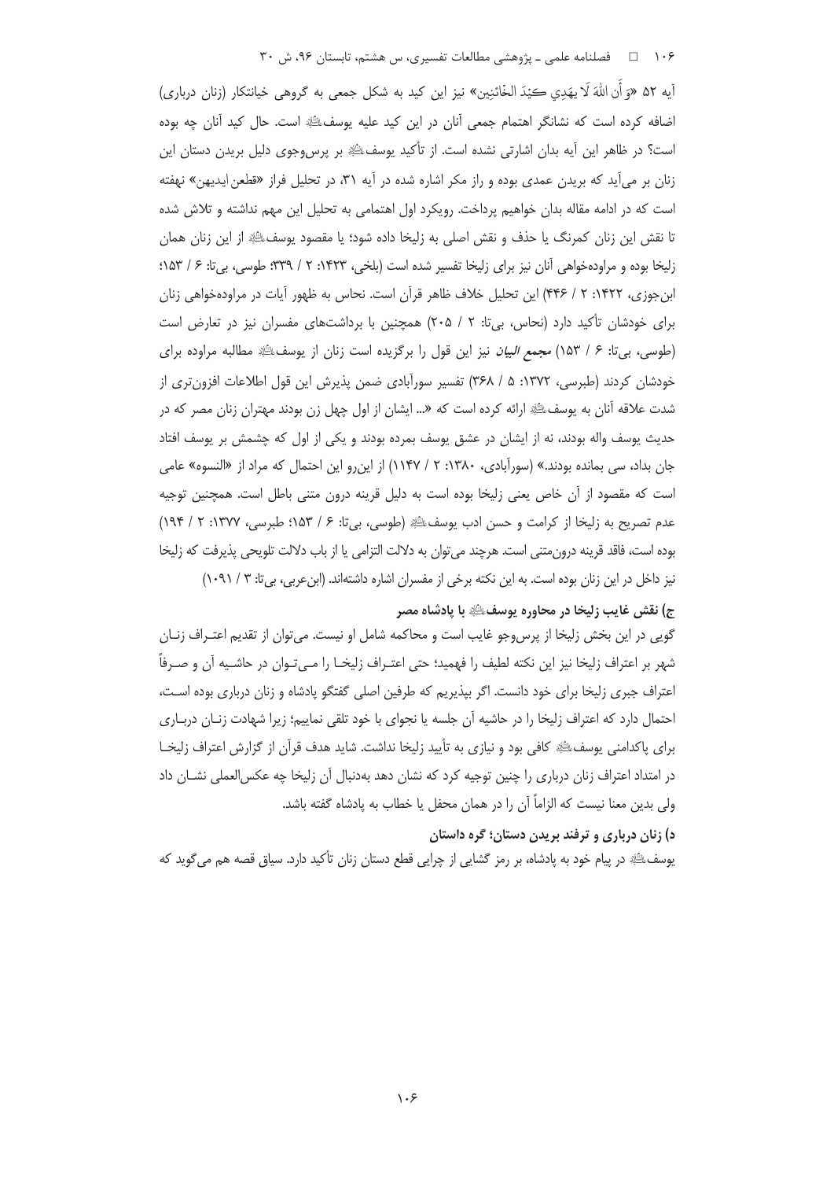آیه ۵۲ «وَ أَنّ اللَّهَ لَا یهْدِی کیدَ الْخَائِنِینَ» نیز این کید به شکل جمعی به گروهی خیانتکار (زنان درباری) اضافه کرده است که نشانگر اهتمام جمعی آنان در این کید علیه یوسف‌ علیه السلام است. حال کید آنان چه بوده است؟ در ظاهر این آیه بدان اشارتی نشده است. از تأکید یوسف‌ علیه السلام بر پرس‌وجوی دلیل بریدن دستان این زنان بر می‌آید که بریدن عمدی بوده و راز مکر اشاره شده در آیه ۳۱، در تحلیل فراز «قطعن ایدیهن» نهفته است که در ادامه مقاله بدان خواهیم پرداخت. رویکرد اول اهتمامی به تحلیل این مهم نداشته و تلاش شده تا نقش این زنان کمرنگ یا حذف و نقش اصلی به زلیخا داده شود؛ یا مقصود یوسف‌ علیه السلام از این زنان همان زلیخا بوده و مراوده‌خواهی آنان نیز برای زلیخا تفسیر شده است (بلخی، ۱۴۲۳: ۲ / ۳۳۹؛ طوسی، بی‌تا: ۶ / ۱۵۳؛ ابن‌جوزی، ۱۴۲۲: ۲ / ۴۴۶) این تحلیل خلاف ظاهر قرآن است. نحاس به ظهور آیات در مراوده‌خواهی زنان برای خودشان تأکید دارد (نحاس، بی‌تا: ۲ / ۲۰۵) همچنین با برداشت‌های مفسران نیز در تعارض است (طوسی، بی‌تا: ۶ / ۱۵۳) *مجمع البیان* نیز این قول را برگزیده است زنان از یوسف‌ علیه السلام مطالبه مراوده برای خودشان کردند (طبرسی، ۱۳۷۲: ۵ / ۳۶۸) تفسیر سورآبادی ضمن پذیرش این قول اطلاعات افزون‌تری از شدت علاقه آنان به یوسف‌ علیه السلام ارائه کرده است که «... ایشان از اول چهل زن بودند مهتران زنان مصر که در حدیث یوسف واله بودند، نه از ایشان در عشق یوسف بمرده بودند و یکی از اول که چشمش بر یوسف افتاد جان بداد، سی بمانده بودند.» (سورآبادی، ۱۳۸۰: ۲ / ۱۱۴۷) از این‌رو این احتمال که مراد از «النسوه» عامی است که مقصود از آن خاص یعنی زلیخا بوده است به دلیل قرینه درون متنی باطل است. همچنین توجیه عدم تصریح به زلیخا از کرامت و حسن ادب یوسف‌ علیه السلام (طوسی، بی‌تا: ۶ / ۱۵۳؛ طبرسی، ۱۳۷۷: ۲ / ۱۹۴) بوده است، فاقد قرینه درون‌متنی است. هرچند می‌توان به دلالت التزامی یا از باب دلالت تلویحی پذیرفت که زلیخا نیز داخل در این زنان بوده است. به این نکته برخی از مفسران اشاره داشته‌اند. (ابن‌عربی، بی‌تا: ۳ / ۱۰۹۱)

### ج) نقش غایب زلیخا در محاوره یوسف‌ علیه السلام با پادشاه مصر

گویی در این بخش زلیخا از پرس‌وجو غایب است و محاکمه شامل او نیست. می‌توان از تقدیم اعتراف زنان شهر بر اعتراف زلیخا نیز این نکته لطیف را فهمید؛ حتی اعتراف زلیخا را می‌توان در حاشیه آن و صرفاً اعتراف جبری زلیخا برای خود دانست. اگر بپذیریم که طرفین اصلی گفتگو پادشاه و زنان درباری بوده است، احتمال دارد که اعتراف زلیخا را در حاشیه آن جلسه یا نجوای با خود تلقی نماییم؛ زیرا شهادت زنان درباری برای پاکدامنی یوسف‌ علیه السلام کافی بود و نیازی به تأیید زلیخا نداشت. شاید هدف قرآن از گزارش اعتراف زلیخا در امتداد اعتراف زنان درباری را چنین توجیه کرد که نشان دهد به‌دنبال آن زلیخا چه عکس‌العملی نشان داد ولی بدین معنا نیست که الزاماً آن را در همان محفل یا خطاب به پادشاه گفته باشد.

### د) زنان درباری و ترفند بریدن دستان؛ گره داستان

یوسف‌ علیه السلام در پیام خود به پادشاه، بر رمز گشایی از چرایی قطع دستان زنان تأکید دارد. سیاق قصه هم می‌گوید که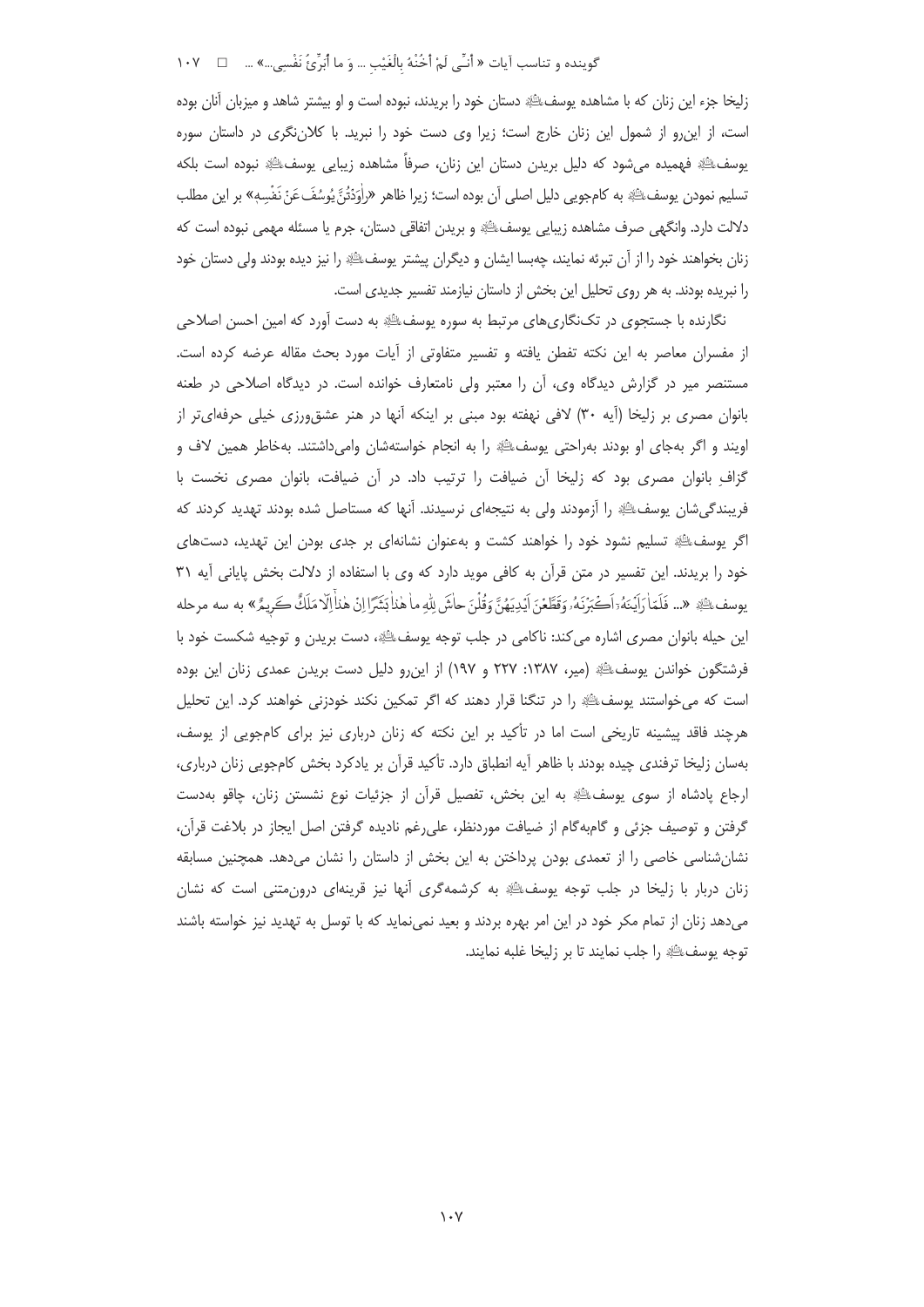زلیخا جزء این زنان که با مشاهده یوسف﷣ دستان خود را بریدند، نبوده است و او بیشتر شاهد و میزبان آنان بوده است، از این‌رو از شمول این زنان خارج است؛ زیرا وی دست خود را نبرید. با کلان‌نگری در داستان سوره یوسف﷣ فهمیده می‌شود که دلیل بریدن دستان این زنان، صرفاً مشاهده زیبایی یوسف﷣ نبوده است بلکه تسلیم نمودن یوسف﷣ به کام‌جویی دلیل اصلی آن بوده است؛ زیرا ظاهر «رٰاوَدْتُنَّ یُوسُفَ عَنْ نَفْسِهِ» بر این مطلب دلالت دارد. وانگهی صرف مشاهده زیبایی یوسف﷣ و بریدن اتفاقی دستان، جرم یا مسئله مهمی نبوده است که زنان بخواهند خود را از آن تبرئه نمایند، چه‌بسا ایشان و دیگران پیشتر یوسف﷣ را نیز دیده بودند ولی دستان خود را نبریده بودند. به هر روی تحلیل این بخش از داستان نیازمند تفسیر جدیدی است.

نگارنده با جستجوی در تک‌نگاری‌های مرتبط به سوره یوسف﷣ به دست آورد که امین احسن اصلاحی از مفسران معاصر به این نکته تفطن یافته و تفسیر متفاوتی از آیات مورد بحث مقاله عرضه کرده است. مستنصر میر در گزارش دیدگاه وی، آن را معتبر ولی نامتعارف خوانده است. در دیدگاه اصلاحی در طعنه بانوان مصری بر زلیخا (آیه ۳۰) لافی نهفته بود مبنی بر اینکه آنها در هنر عشق‌ورزی خیلی حرفه‌ای‌تر از اویند و اگر به‌جای او بودند به‌راحتی یوسف﷣ را به انجام خواسته‌شان وامی‌داشتند. به‌خاطر همین لاف و گزافِ بانوان مصری بود که زلیخا آن ضیافت را ترتیب داد. در آن ضیافت، بانوان مصری نخست با فریبندگی‌شان یوسف﷣ را آزمودند ولی به نتیجه‌ای نرسیدند. آنها که مستاصل شده بودند تهدید کردند که اگر یوسف﷣ تسلیم نشود خود را خواهند کشت و به‌عنوان نشانه‌ای بر جدی بودن این تهدید، دست‌های خود را بریدند. این تفسیر در متن قرآن به کافی موید دارد که وی با استفاده از دلالت بخش پایانی آیه ۳۱ یوسف﷣ «... فَلَمّا رَأَیْنَهُ أَكْبَرْنَهُ وَقَطَّعْنَ أَیْدِیَهُنَّ وَقُلْنَ حاشَ لِلّهِ ما هٰذا بَشَرًا إِنْ هٰذا إِلّا مَلَكٌ كَرِیمٌ» به سه مرحله این حیله بانوان مصری اشاره می‌کند: ناکامی در جلب توجه یوسف﷣، دست بریدن و توجیه شکست خود با فرشتگون خواندن یوسف﷣ (میر، ۱۳۸۷: ۲۲۷ و ۱۹۷) از این‌رو دلیل دست بریدن عمدی زنان این بوده است که می‌خواستند یوسف﷣ را در تنگنا قرار دهند که اگر تمکین نکند خودزنی خواهند کرد. این تحلیل هرچند فاقد پیشینه تاریخی است اما در تأکید بر این نکته که زنان درباری نیز برای کام‌جویی از یوسف، به‌سان زلیخا ترفندی چیده بودند با ظاهر آیه انطباق دارد. تأکید قرآن بر یادکرد بخش کام‌جویی زنان درباری، ارجاع پادشاه از سوی یوسف﷣ به این بخش، تفصیل قرآن از جزئیات نوع نشستن زنان، چاقو به‌دست گرفتن و توصیف جزئی و گام‌به‌گام از ضیافت موردنظر، علی‌رغم نادیده گرفتن اصل ایجاز در بلاغت قرآن، نشان‌شناسی خاصی را از تعمدی بودن پرداختن به این بخش از داستان را نشان می‌دهد. همچنین مسابقه زنان دربار با زلیخا در جلب توجه یوسف﷣ به کرشمه‌گری آنها نیز قرینه‌ای درون‌متنی است که نشان می‌دهد زنان از تمام مکر خود در این امر بهره بردند و بعید نمی‌نماید که با توسل به تهدید نیز خواسته باشند توجه یوسف﷣ را جلب نمایند تا بر زلیخا غلبه نمایند.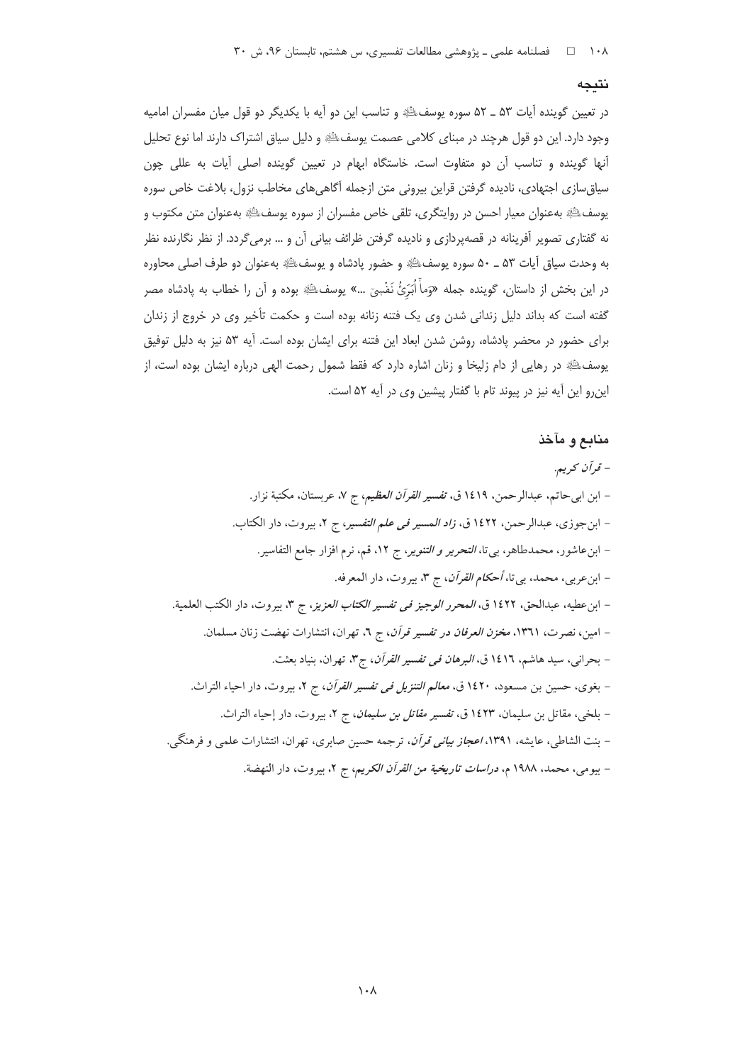## نتیجه

در تعیین گوینده آیات ۵۳ ـ ۵۲ سوره یوسف‌ﷺ و تناسب این دو آیه با یکدیگر دو قول میان مفسران امامیه وجود دارد. این دو قول هرچند در مبنای کلامی عصمت یوسف‌ﷺ و دلیل سیاق اشتراک دارند اما نوع تحلیل آنها گوینده و تناسب آن دو متفاوت است. خاستگاه ابهام در تعیین گوینده اصلی آیات به عللی چون سیاق‌سازی اجتهادی، نادیده گرفتن قراین بیرونی متن ازجمله آگاهی‌های مخاطب نزول، بلاغت خاص سوره یوسف‌ﷺ به‌عنوان معیار احسن از روایتگری، تلقی خاص مفسران از سوره یوسف‌ﷺ به‌عنوان متن مکتوب و نه گفتاری تصویر آفرینانه در قصه‌پردازی و نادیده گرفتن ظرائف بیانی آن و ... برمی‌گردد. از نظر نگارنده نظر به وحدت سیاق آیات ۵۳ ـ ۵۰ سوره یوسف‌ﷺ و حضور پادشاه و یوسف‌ﷺ به‌عنوان دو طرف اصلی محاوره در این بخش از داستان، گوینده جمله «وَمَاۤ أُبَرِّئُ نَفْسِیَ ...» یوسف‌ﷺ بوده و آن را خطاب به پادشاه مصر گفته است که بداند دلیل زندانی شدن وی یک فتنه زنانه بوده است و حکمت تأخیر وی در خروج از زندان برای حضور در محضر پادشاه، روشن شدن ابعاد این فتنه برای ایشان بوده است. آیه ۵۳ نیز به دلیل توفیق یوسف‌ﷺ در رهایی از دام زلیخا و زنان اشاره دارد که فقط شمول رحمت الهی درباره ایشان بوده است، از این‌رو این آیه نیز در پیوند تام با گفتار پیشین وی در آیه ۵۲ است.

## منابع و مآخذ

- *قرآن کریم*.
- ابن ابی‌حاتم، عبدالرحمن، ۱۴۱۹ ق، *تفسیر القرآن العظیم*، ج ۷، عربستان، مکتبة نزار.
- ابن‌جوزی، عبدالرحمن، ۱۴۲۲ ق، *زاد المسیر فی علم التفسیر*، ج ۲، بیروت، دار الکتاب.
- ابن‌عاشور، محمدطاهر، بی‌تا، *التحریر و التنویر*، ج ۱۲، قم، نرم افزار جامع التفاسیر.
- ابن‌عربی، محمد، بی‌تا، *أحکام القرآن*، ج ۳، بیروت، دار المعرفه.
- ابن‌عطیه، عبدالحق، ۱۴۲۲ ق، *المحرر الوجیز فی تفسیر الکتاب العزیز*، ج ۳، بیروت، دار الکتب العلمیة.
- امین، نصرت، ۱۳۶۱، *مخزن العرفان در تفسیر قرآن*، ج ۶، تهران، انتشارات نهضت زنان مسلمان.
- بحرانی، سید هاشم، ۱۴۱۶ ق، *البرهان فی تفسیر القرآن*، ج۳، تهران، بنیاد بعثت.
- بغوی، حسین بن مسعود، ۱۴۲۰ ق، *معالم التنزیل فی تفسیر القرآن*، ج ۲، بیروت، دار احیاء التراث.
- بلخی، مقاتل بن سلیمان، ۱۴۲۳ ق، *تفسیر مقاتل بن سلیمان*، ج ۲، بیروت، دار إحیاء التراث.
- بنت الشاطی، عایشه، ۱۳۹۱، *اعجاز بیانی قرآن*، ترجمه حسین صابری، تهران، انتشارات علمی و فرهنگی.
- بیومی، محمد، ۱۹۸۸ م، *دراسات تاریخیة من القرآن الکریم*، ج ۲، بیروت، دار النهضة.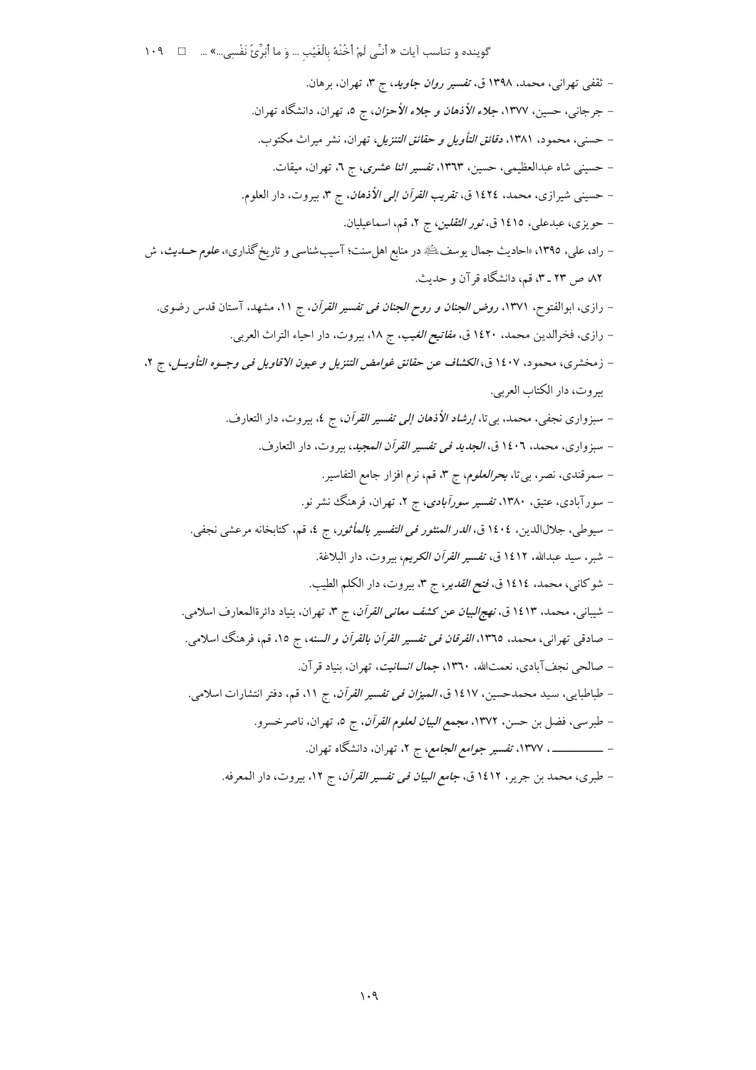- ثقفی تهرانی، محمد، ۱۳۹۸ ق، *تفسیر روان جاوید*، ج ۳، تهران، برهان.
- جرجانی، حسین، ۱۳۷۷، *جلاء الأذهان و جلاء الأحزان*، ج ۵، تهران، دانشگاه تهران.
- حسنی، محمود، ۱۳۸۱، *دقائق التأویل و حقائق التنزیل*، تهران، نشر میراث مکتوب.
- حسینی شاه عبدالعظیمی، حسین، ۱۳۶۳، *تفسیر اثنا عشری*، ج ۶، تهران، میقات.
- حسینی شیرازی، محمد، ۱٤۲٤ ق، *تقریب القرآن إلی الأذهان*، ج ۳، بیروت، دار العلوم.
- حویزی، عبدعلی، ۱٤۱۵ ق، *نور الثقلین*، ج ۲، قم، اسماعیلیان.
- راد، علی، ۱۳۹۵، «احادیث جمال یوسف ﷺ در منابع اهل سنت؛ آسیب‌شناسی و تاریخ‌گذاری»، *علوم حدیث*، ش ۸۲ ص ۲۳ ـ ۳، قم، دانشگاه قرآن و حدیث.
- رازی، ابوالفتوح، ۱۳۷۱، *روض الجنان و روح الجنان فی تفسیر القرآن*، ج ۱۱، مشهد، آستان قدس رضوی.
- رازی، فخرالدین محمد، ۱٤۲۰ ق، *مفاتیح الغیب*، ج ۱۸، بیروت، دار احیاء التراث العربی.
- زمخشری، محمود، ۱٤۰۷ ق، *الکشاف عن حقائق غوامض التنزیل و عیون الاقاویل فی وجوه التأویل*، ج ۲، بیروت، دار الکتاب العربی.
- سبزواری نجفی، محمد، بی‌تا، *إرشاد الأذهان إلی تفسیر القرآن*، ج ٤، بیروت، دار التعارف.
- سبزواری، محمد، ۱٤۰٦ ق، *الجدید فی تفسیر القرآن المجید*، بیروت، دار التعارف.
- سمرقندی، نصر، بی‌تا، *بحرالعلوم*، ج ۳، قم، نرم افزار جامع التفاسیر.
- سورآبادی، عتیق، ۱۳۸۰، *تفسیر سورآبادی*، ج ۲، تهران، فرهنگ نشر نو.
- سیوطی، جلال‌الدین، ۱٤۰٤ ق، *الدر المنثور فی التفسیر بالمأثور*، ج ٤، قم، کتابخانه مرعشی نجفی.
- شبر، سید عبدالله، ۱٤۱۲ ق، *تفسیر القرآن الکریم*، بیروت، دار البلاغة.
- شوکانی، محمد، ۱٤۱٤ ق، *فتح القدیر*، ج ۳، بیروت، دار الکلم الطیب.
- شیبانی، محمد، ۱٤۱۳ ق، *نهج‌البیان عن کشف معانی القرآن*، ج ۳، تهران، بنیاد دائرةالمعارف اسلامی.
- صادقی تهرانی، محمد، ۱۳٦۵، *الفرقان فی تفسیر القرآن بالقرآن و السنه*، ج ۱۵، قم، فرهنگ اسلامی.
- صالحی نجف‌آبادی، نعمت‌الله، ۱۳٦۰، *جمال انسانیت*، تهران، بنیاد قرآن.
- طباطبایی، سید محمدحسین، ۱٤۱۷ ق، *المیزان فی تفسیر القرآن*، ج ۱۱، قم، دفتر انتشارات اسلامی.
- طبرسی، فضل بن حسن، ۱۳۷۲، *مجمع البیان لعلوم القرآن*، ج ۵، تهران، ناصرخسرو.
- ـــــــــــ، ۱۳۷۷، *تفسیر جوامع الجامع*، ج ۲، تهران، دانشگاه تهران.
- طبری، محمد بن جریر، ۱٤۱۲ ق، *جامع البیان فی تفسیر القرآن*، ج ۱۲، بیروت، دار المعرفه.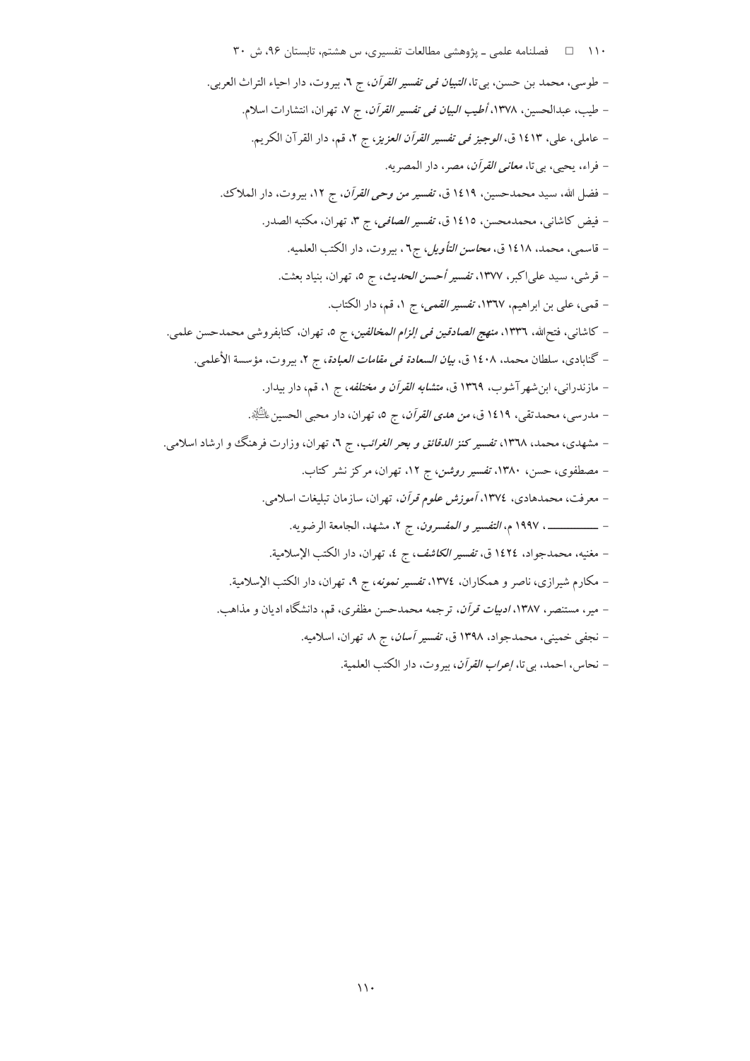- طوسی، محمد بن حسن، بی‌تا، *التبیان فی تفسیر القرآن*، ج ٦، بیروت، دار احیاء التراث العربی.
- طیب، عبدالحسین، ١٣٧٨، *أطیب البیان فی تفسیر القرآن*، ج ٧، تهران، انتشارات اسلام.
- عاملی، علی، ١٤١٣ ق، *الوجیز فی تفسیر القرآن العزیز*، ج ٢، قم، دار القرآن الکریم.
- فراء، یحیی، بی‌تا، *معانی القرآن*، مصر، دار المصریه.
- فضل الله، سید محمدحسین، ١٤١٩ ق، *تفسیر من وحی القرآن*، ج ١٢، بیروت، دار الملاک.
- فیض کاشانی، محمدمحسن، ١٤١٥ ق، *تفسیر الصافی*، ج ٣، تهران، مکتبه الصدر.
- قاسمی، محمد، ١٤١٨ ق، *محاسن التأویل*، ج٦، بیروت، دار الکتب العلمیه.
- قرشی، سید علی‌اکبر، ١٣٧٧، *تفسیر أحسن الحدیث*، ج ٥، تهران، بنیاد بعثت.
- قمی، علی بن ابراهیم، ١٣٦٧، *تفسیر القمی*، ج ١، قم، دار الکتاب.
- کاشانی، فتح‌الله، ١٣٣٦، *منهج الصادقین فی إلزام المخالفین*، ج ٥، تهران، کتابفروشی محمدحسن علمی.
- گنابادی، سلطان محمد، ١٤٠٨ ق، *بیان السعادة فی مقامات العبادة*، ج ٢، بیروت، مؤسسة الأعلمی.
- مازندرانی، ابن‌شهرآشوب، ١٣٦٩ ق، *متشابه القرآن و مختلفه*، ج ١، قم، دار بیدار.
- مدرسی، محمدتقی، ١٤١٩ ق، *من هدی القرآن*، ج ٥، تهران، دار محبی الحسین علیه السلام.
- مشهدی، محمد، ١٣٦٨، *تفسیر کنز الدقائق و بحر الغرائب*، ج ٦، تهران، وزارت فرهنگ و ارشاد اسلامی.
- مصطفوی، حسن، ١٣٨٠، *تفسیر روشن*، ج ١٢، تهران، مرکز نشر کتاب.
- معرفت، محمدهادی، ١٣٧٤، *آموزش علوم قرآن*، تهران، سازمان تبلیغات اسلامی.
- ــــــــــــ، ١٩٩٧ م، *التفسیر و المفسرون*، ج ٢، مشهد، الجامعة الرضویه.
- مغنیه، محمدجواد، ١٤٢٤ ق، *تفسیر الکاشف*، ج ٤، تهران، دار الکتب الإسلامیة.
- مکارم شیرازی، ناصر و همکاران، ١٣٧٤، *تفسیر نمونه*، ج ٩، تهران، دار الکتب الإسلامیة.
- میر، مستنصر، ١٣٨٧، *ادبیات قرآن*، ترجمه محمدحسن مظفری، قم، دانشگاه ادیان و مذاهب.
- نجفی خمینی، محمدجواد، ١٣٩٨ ق، *تفسیر آسان*، ج ٨، تهران، اسلامیه.
- نحاس، احمد، بی‌تا، *إعراب القرآن*، بیروت، دار الکتب العلمیة.